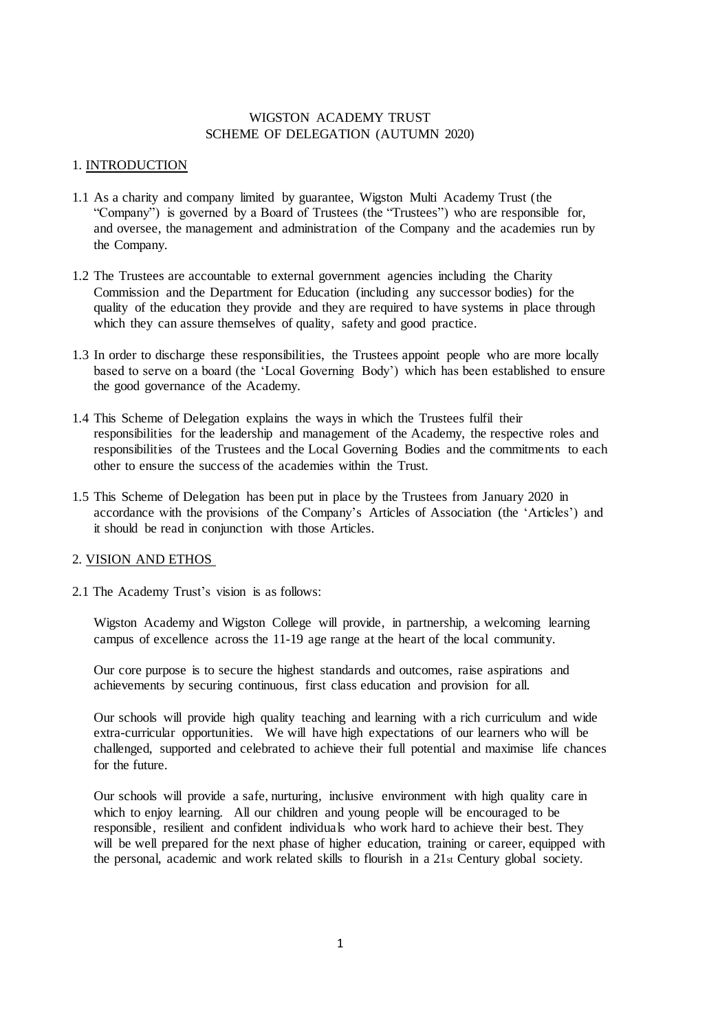# WIGSTON ACADEMY TRUST
# SCHEME OF DELEGATION (AUTUMN 2020)

## 1. INTRODUCTION

1.1 As a charity and company limited by guarantee, Wigston Multi Academy Trust (the "Company") is governed by a Board of Trustees (the "Trustees") who are responsible for, and oversee, the management and administration of the Company and the academies run by the Company.

1.2 The Trustees are accountable to external government agencies including the Charity Commission and the Department for Education (including any successor bodies) for the quality of the education they provide and they are required to have systems in place through which they can assure themselves of quality, safety and good practice.

1.3 In order to discharge these responsibilities, the Trustees appoint people who are more locally based to serve on a board (the 'Local Governing Body') which has been established to ensure the good governance of the Academy.

1.4 This Scheme of Delegation explains the ways in which the Trustees fulfil their responsibilities for the leadership and management of the Academy, the respective roles and responsibilities of the Trustees and the Local Governing Bodies and the commitments to each other to ensure the success of the academies within the Trust.

1.5 This Scheme of Delegation has been put in place by the Trustees from January 2020 in accordance with the provisions of the Company's Articles of Association (the 'Articles') and it should be read in conjunction with those Articles.

## 2. VISION AND ETHOS

2.1 The Academy Trust's vision is as follows:

Wigston Academy and Wigston College will provide, in partnership, a welcoming learning campus of excellence across the 11-19 age range at the heart of the local community.

Our core purpose is to secure the highest standards and outcomes, raise aspirations and achievements by securing continuous, first class education and provision for all.

Our schools will provide high quality teaching and learning with a rich curriculum and wide extra-curricular opportunities. We will have high expectations of our learners who will be challenged, supported and celebrated to achieve their full potential and maximise life chances for the future.

Our schools will provide a safe, nurturing, inclusive environment with high quality care in which to enjoy learning. All our children and young people will be encouraged to be responsible, resilient and confident individuals who work hard to achieve their best. They will be well prepared for the next phase of higher education, training or career, equipped with the personal, academic and work related skills to flourish in a 21st Century global society.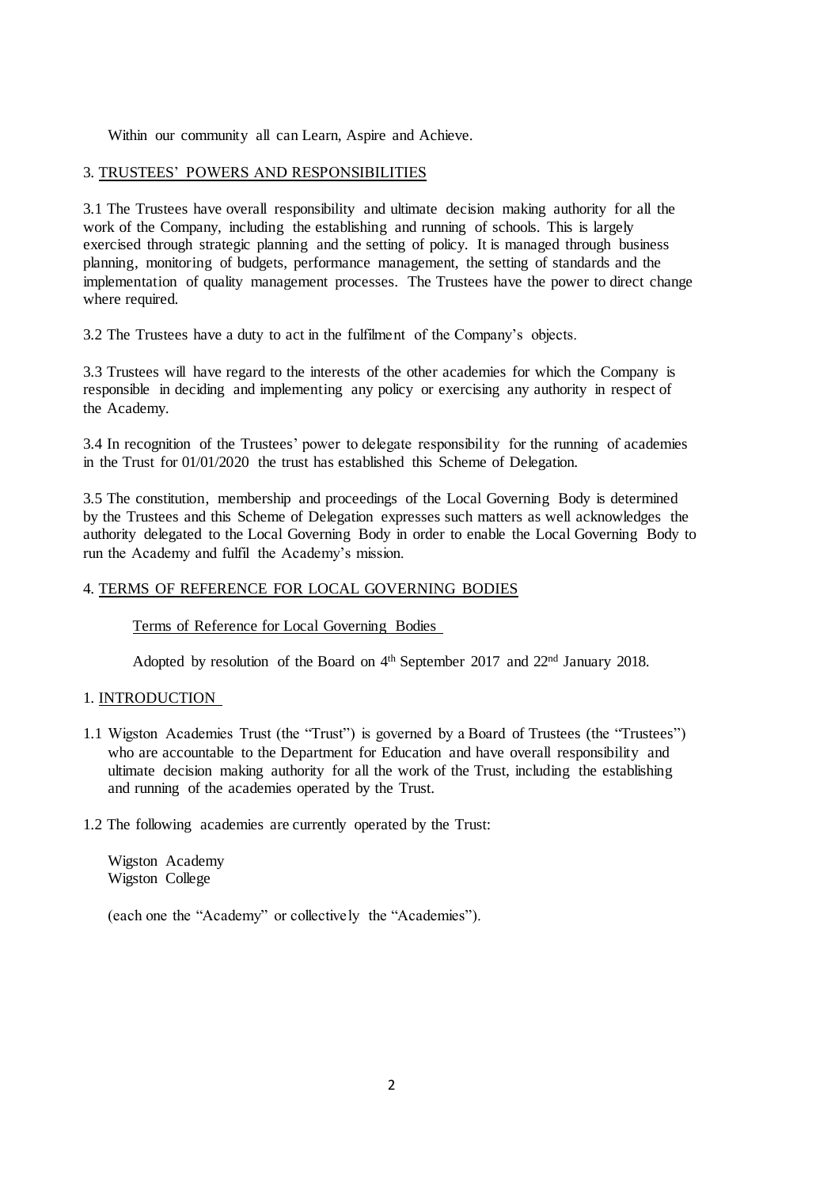Within our community all can Learn, Aspire and Achieve.

## 3. TRUSTEES' POWERS AND RESPONSIBILITIES

3.1 The Trustees have overall responsibility and ultimate decision making authority for all the work of the Company, including the establishing and running of schools. This is largely exercised through strategic planning and the setting of policy. It is managed through business planning, monitoring of budgets, performance management, the setting of standards and the implementation of quality management processes. The Trustees have the power to direct change where required.

3.2 The Trustees have a duty to act in the fulfilment of the Company's objects.

3.3 Trustees will have regard to the interests of the other academies for which the Company is responsible in deciding and implementing any policy or exercising any authority in respect of the Academy.

3.4 In recognition of the Trustees' power to delegate responsibility for the running of academies in the Trust for 01/01/2020 the trust has established this Scheme of Delegation.

3.5 The constitution, membership and proceedings of the Local Governing Body is determined by the Trustees and this Scheme of Delegation expresses such matters as well acknowledges the authority delegated to the Local Governing Body in order to enable the Local Governing Body to run the Academy and fulfil the Academy's mission.

## 4. TERMS OF REFERENCE FOR LOCAL GOVERNING BODIES

Terms of Reference for Local Governing Bodies

Adopted by resolution of the Board on 4th September 2017 and 22nd January 2018.

### 1. INTRODUCTION

1.1 Wigston Academies Trust (the "Trust") is governed by a Board of Trustees (the "Trustees") who are accountable to the Department for Education and have overall responsibility and ultimate decision making authority for all the work of the Trust, including the establishing and running of the academies operated by the Trust.

1.2 The following academies are currently operated by the Trust:

Wigston Academy
Wigston College

(each one the "Academy" or collectively the "Academies").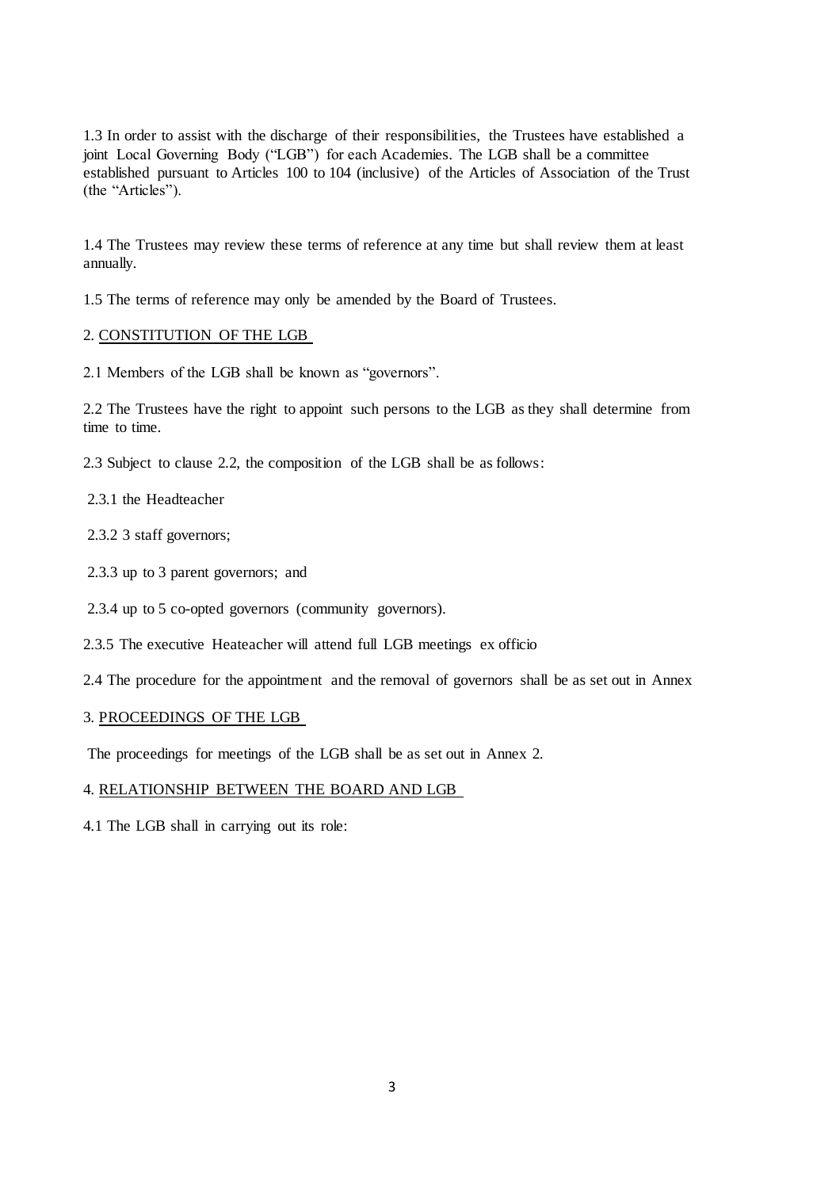1.3 In order to assist with the discharge of their responsibilities, the Trustees have established a joint Local Governing Body ("LGB") for each Academies. The LGB shall be a committee established pursuant to Articles 100 to 104 (inclusive) of the Articles of Association of the Trust (the "Articles").

1.4 The Trustees may review these terms of reference at any time but shall review them at least annually.

1.5 The terms of reference may only be amended by the Board of Trustees.

2. <u>CONSTITUTION OF THE LGB</u>

2.1 Members of the LGB shall be known as "governors".

2.2 The Trustees have the right to appoint such persons to the LGB as they shall determine from time to time.

2.3 Subject to clause 2.2, the composition of the LGB shall be as follows:

2.3.1 the Headteacher

2.3.2 3 staff governors;

2.3.3 up to 3 parent governors; and

2.3.4 up to 5 co-opted governors (community governors).

2.3.5 The executive Heateacher will attend full LGB meetings ex officio

2.4 The procedure for the appointment and the removal of governors shall be as set out in Annex

3. <u>PROCEEDINGS OF THE LGB</u>

The proceedings for meetings of the LGB shall be as set out in Annex 2.

4. <u>RELATIONSHIP BETWEEN THE BOARD AND LGB</u>

4.1 The LGB shall in carrying out its role: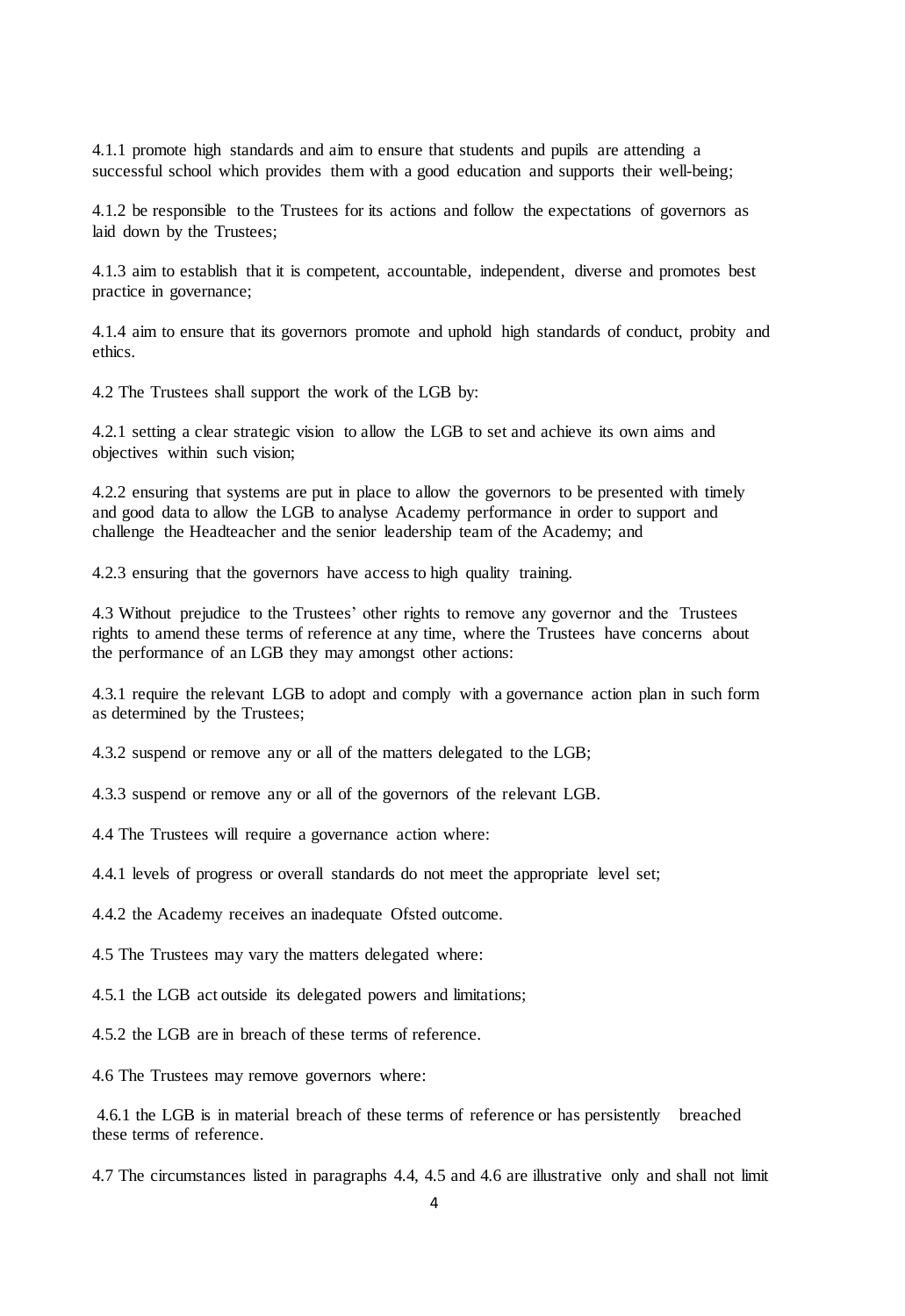4.1.1 promote high standards and aim to ensure that students and pupils are attending a successful school which provides them with a good education and supports their well-being;

4.1.2 be responsible to the Trustees for its actions and follow the expectations of governors as laid down by the Trustees;

4.1.3 aim to establish that it is competent, accountable, independent, diverse and promotes best practice in governance;

4.1.4 aim to ensure that its governors promote and uphold high standards of conduct, probity and ethics.

4.2 The Trustees shall support the work of the LGB by:

4.2.1 setting a clear strategic vision to allow the LGB to set and achieve its own aims and objectives within such vision;

4.2.2 ensuring that systems are put in place to allow the governors to be presented with timely and good data to allow the LGB to analyse Academy performance in order to support and challenge the Headteacher and the senior leadership team of the Academy; and

4.2.3 ensuring that the governors have access to high quality training.

4.3 Without prejudice to the Trustees' other rights to remove any governor and the Trustees rights to amend these terms of reference at any time, where the Trustees have concerns about the performance of an LGB they may amongst other actions:

4.3.1 require the relevant LGB to adopt and comply with a governance action plan in such form as determined by the Trustees;

4.3.2 suspend or remove any or all of the matters delegated to the LGB;

4.3.3 suspend or remove any or all of the governors of the relevant LGB.

4.4 The Trustees will require a governance action where:

4.4.1 levels of progress or overall standards do not meet the appropriate level set;

4.4.2 the Academy receives an inadequate Ofsted outcome.

4.5 The Trustees may vary the matters delegated where:

4.5.1 the LGB act outside its delegated powers and limitations;

4.5.2 the LGB are in breach of these terms of reference.

4.6 The Trustees may remove governors where:

4.6.1 the LGB is in material breach of these terms of reference or has persistently breached these terms of reference.

4.7 The circumstances listed in paragraphs 4.4, 4.5 and 4.6 are illustrative only and shall not limit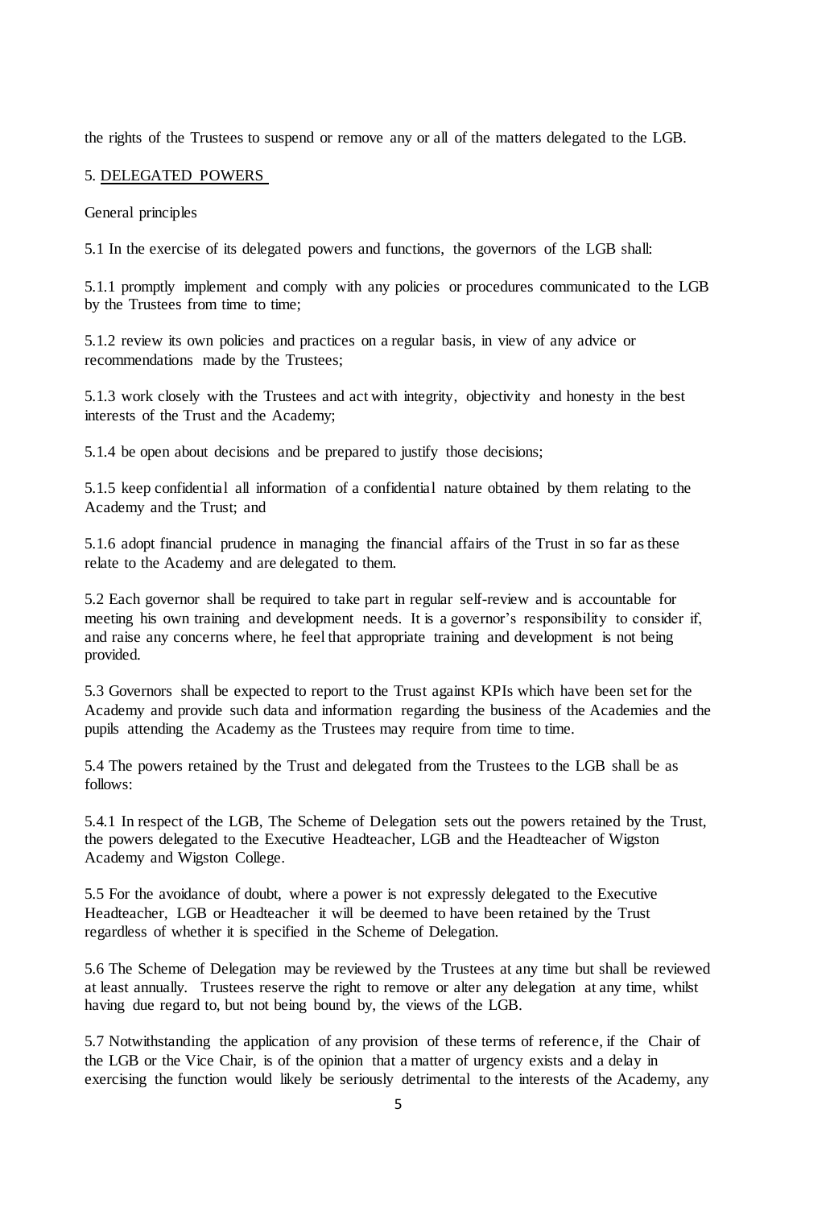the rights of the Trustees to suspend or remove any or all of the matters delegated to the LGB.

## 5. DELEGATED POWERS

General principles

5.1 In the exercise of its delegated powers and functions, the governors of the LGB shall:

5.1.1 promptly implement and comply with any policies or procedures communicated to the LGB by the Trustees from time to time;

5.1.2 review its own policies and practices on a regular basis, in view of any advice or recommendations made by the Trustees;

5.1.3 work closely with the Trustees and act with integrity, objectivity and honesty in the best interests of the Trust and the Academy;

5.1.4 be open about decisions and be prepared to justify those decisions;

5.1.5 keep confidential all information of a confidential nature obtained by them relating to the Academy and the Trust; and

5.1.6 adopt financial prudence in managing the financial affairs of the Trust in so far as these relate to the Academy and are delegated to them.

5.2 Each governor shall be required to take part in regular self-review and is accountable for meeting his own training and development needs. It is a governor's responsibility to consider if, and raise any concerns where, he feel that appropriate training and development is not being provided.

5.3 Governors shall be expected to report to the Trust against KPIs which have been set for the Academy and provide such data and information regarding the business of the Academies and the pupils attending the Academy as the Trustees may require from time to time.

5.4 The powers retained by the Trust and delegated from the Trustees to the LGB shall be as follows:

5.4.1 In respect of the LGB, The Scheme of Delegation sets out the powers retained by the Trust, the powers delegated to the Executive Headteacher, LGB and the Headteacher of Wigston Academy and Wigston College.

5.5 For the avoidance of doubt, where a power is not expressly delegated to the Executive Headteacher, LGB or Headteacher it will be deemed to have been retained by the Trust regardless of whether it is specified in the Scheme of Delegation.

5.6 The Scheme of Delegation may be reviewed by the Trustees at any time but shall be reviewed at least annually. Trustees reserve the right to remove or alter any delegation at any time, whilst having due regard to, but not being bound by, the views of the LGB.

5.7 Notwithstanding the application of any provision of these terms of reference, if the Chair of the LGB or the Vice Chair, is of the opinion that a matter of urgency exists and a delay in exercising the function would likely be seriously detrimental to the interests of the Academy, any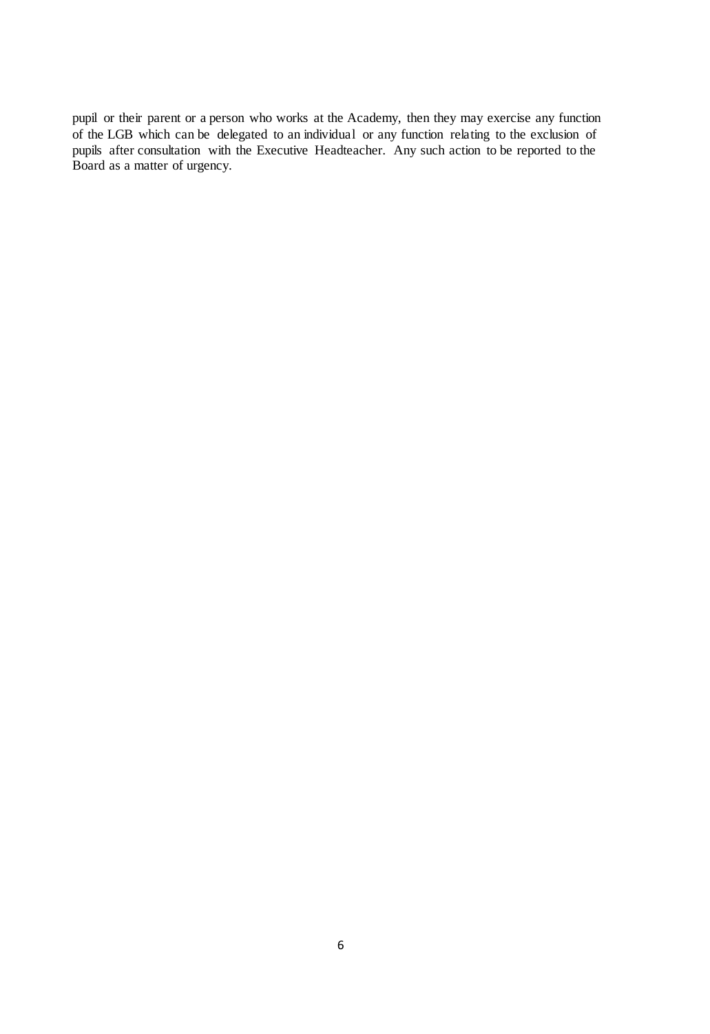pupil or their parent or a person who works at the Academy, then they may exercise any function of the LGB which can be delegated to an individual or any function relating to the exclusion of pupils after consultation with the Executive Headteacher. Any such action to be reported to the Board as a matter of urgency.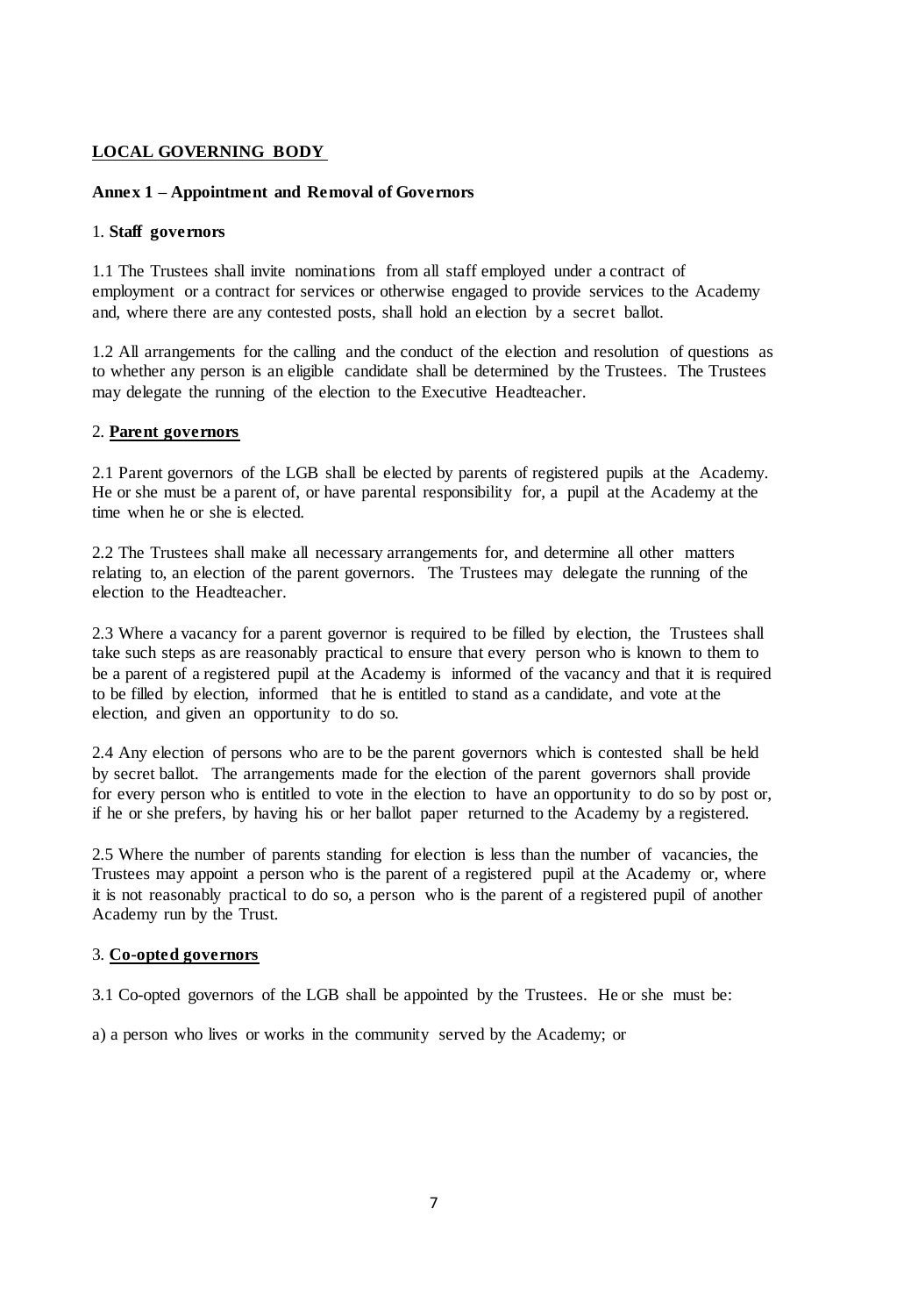**LOCAL GOVERNING BODY**

**Annex 1 – Appointment and Removal of Governors**

1. **Staff governors**

1.1 The Trustees shall invite nominations from all staff employed under a contract of employment or a contract for services or otherwise engaged to provide services to the Academy and, where there are any contested posts, shall hold an election by a secret ballot.

1.2 All arrangements for the calling and the conduct of the election and resolution of questions as to whether any person is an eligible candidate shall be determined by the Trustees. The Trustees may delegate the running of the election to the Executive Headteacher.

2. **Parent governors**

2.1 Parent governors of the LGB shall be elected by parents of registered pupils at the Academy. He or she must be a parent of, or have parental responsibility for, a pupil at the Academy at the time when he or she is elected.

2.2 The Trustees shall make all necessary arrangements for, and determine all other matters relating to, an election of the parent governors. The Trustees may delegate the running of the election to the Headteacher.

2.3 Where a vacancy for a parent governor is required to be filled by election, the Trustees shall take such steps as are reasonably practical to ensure that every person who is known to them to be a parent of a registered pupil at the Academy is informed of the vacancy and that it is required to be filled by election, informed that he is entitled to stand as a candidate, and vote at the election, and given an opportunity to do so.

2.4 Any election of persons who are to be the parent governors which is contested shall be held by secret ballot. The arrangements made for the election of the parent governors shall provide for every person who is entitled to vote in the election to have an opportunity to do so by post or, if he or she prefers, by having his or her ballot paper returned to the Academy by a registered.

2.5 Where the number of parents standing for election is less than the number of vacancies, the Trustees may appoint a person who is the parent of a registered pupil at the Academy or, where it is not reasonably practical to do so, a person who is the parent of a registered pupil of another Academy run by the Trust.

3. **Co-opted governors**

3.1 Co-opted governors of the LGB shall be appointed by the Trustees. He or she must be:

a) a person who lives or works in the community served by the Academy; or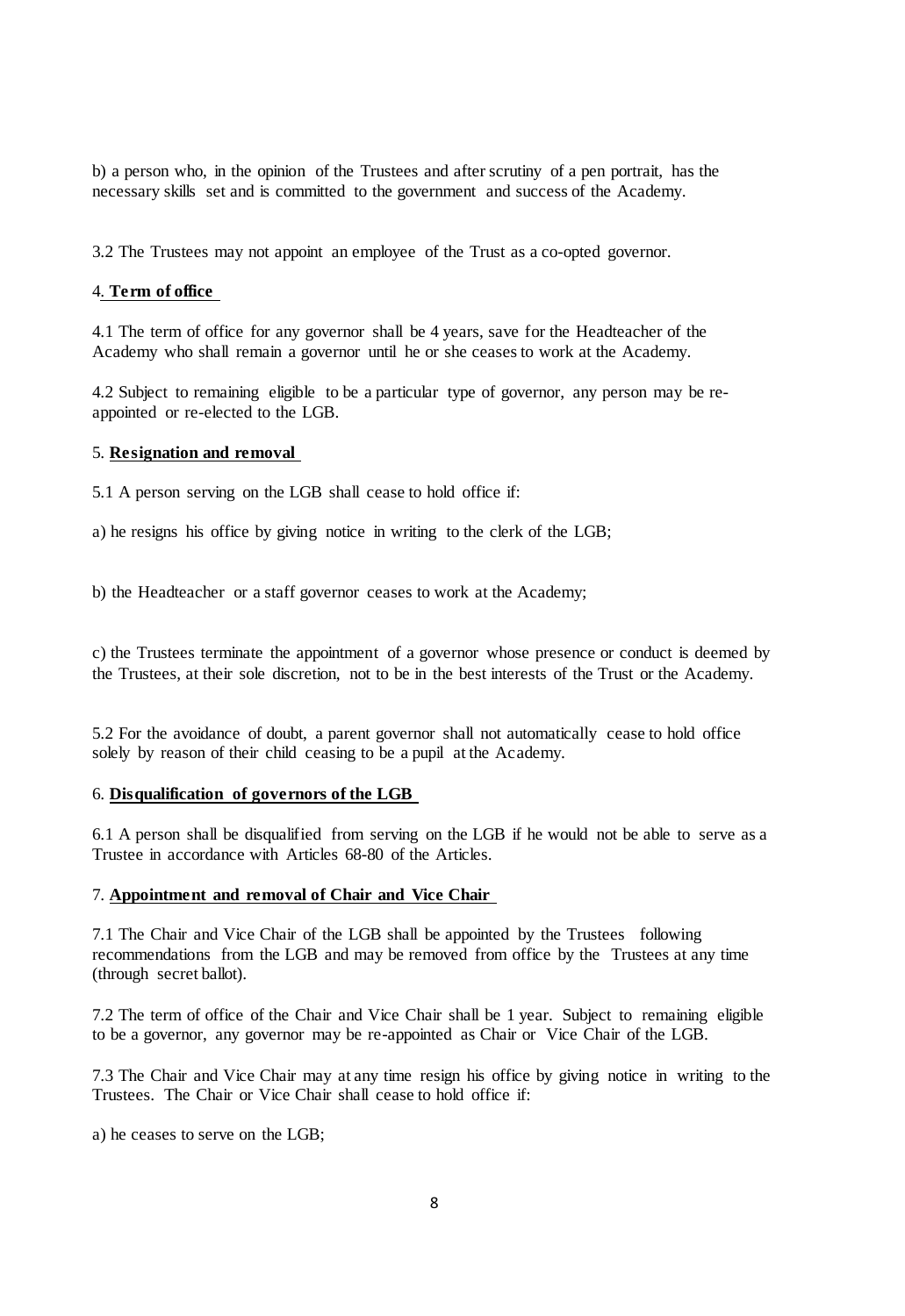b) a person who, in the opinion of the Trustees and after scrutiny of a pen portrait, has the necessary skills set and is committed to the government and success of the Academy.

3.2 The Trustees may not appoint an employee of the Trust as a co-opted governor.

4. **Term of office**

4.1 The term of office for any governor shall be 4 years, save for the Headteacher of the Academy who shall remain a governor until he or she ceases to work at the Academy.

4.2 Subject to remaining eligible to be a particular type of governor, any person may be re-appointed or re-elected to the LGB.

5. **Resignation and removal**

5.1 A person serving on the LGB shall cease to hold office if:

a) he resigns his office by giving notice in writing to the clerk of the LGB;

b) the Headteacher or a staff governor ceases to work at the Academy;

c) the Trustees terminate the appointment of a governor whose presence or conduct is deemed by the Trustees, at their sole discretion, not to be in the best interests of the Trust or the Academy.

5.2 For the avoidance of doubt, a parent governor shall not automatically cease to hold office solely by reason of their child ceasing to be a pupil at the Academy.

6. **Disqualification of governors of the LGB**

6.1 A person shall be disqualified from serving on the LGB if he would not be able to serve as a Trustee in accordance with Articles 68-80 of the Articles.

7. **Appointment and removal of Chair and Vice Chair**

7.1 The Chair and Vice Chair of the LGB shall be appointed by the Trustees following recommendations from the LGB and may be removed from office by the Trustees at any time (through secret ballot).

7.2 The term of office of the Chair and Vice Chair shall be 1 year. Subject to remaining eligible to be a governor, any governor may be re-appointed as Chair or Vice Chair of the LGB.

7.3 The Chair and Vice Chair may at any time resign his office by giving notice in writing to the Trustees. The Chair or Vice Chair shall cease to hold office if:

a) he ceases to serve on the LGB;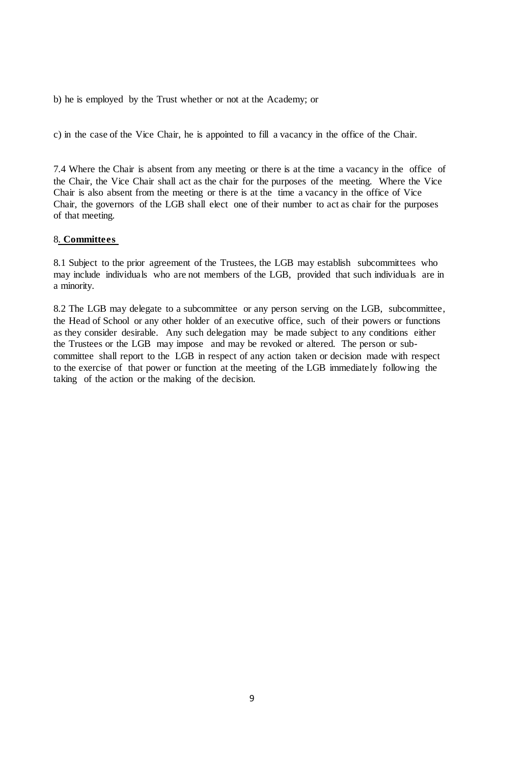b) he is employed by the Trust whether or not at the Academy; or

c) in the case of the Vice Chair, he is appointed to fill a vacancy in the office of the Chair.

7.4 Where the Chair is absent from any meeting or there is at the time a vacancy in the office of the Chair, the Vice Chair shall act as the chair for the purposes of the meeting. Where the Vice Chair is also absent from the meeting or there is at the time a vacancy in the office of Vice Chair, the governors of the LGB shall elect one of their number to act as chair for the purposes of that meeting.

## 8. Committees

8.1 Subject to the prior agreement of the Trustees, the LGB may establish subcommittees who may include individuals who are not members of the LGB, provided that such individuals are in a minority.

8.2 The LGB may delegate to a subcommittee or any person serving on the LGB, subcommittee, the Head of School or any other holder of an executive office, such of their powers or functions as they consider desirable. Any such delegation may be made subject to any conditions either the Trustees or the LGB may impose and may be revoked or altered. The person or sub-committee shall report to the LGB in respect of any action taken or decision made with respect to the exercise of that power or function at the meeting of the LGB immediately following the taking of the action or the making of the decision.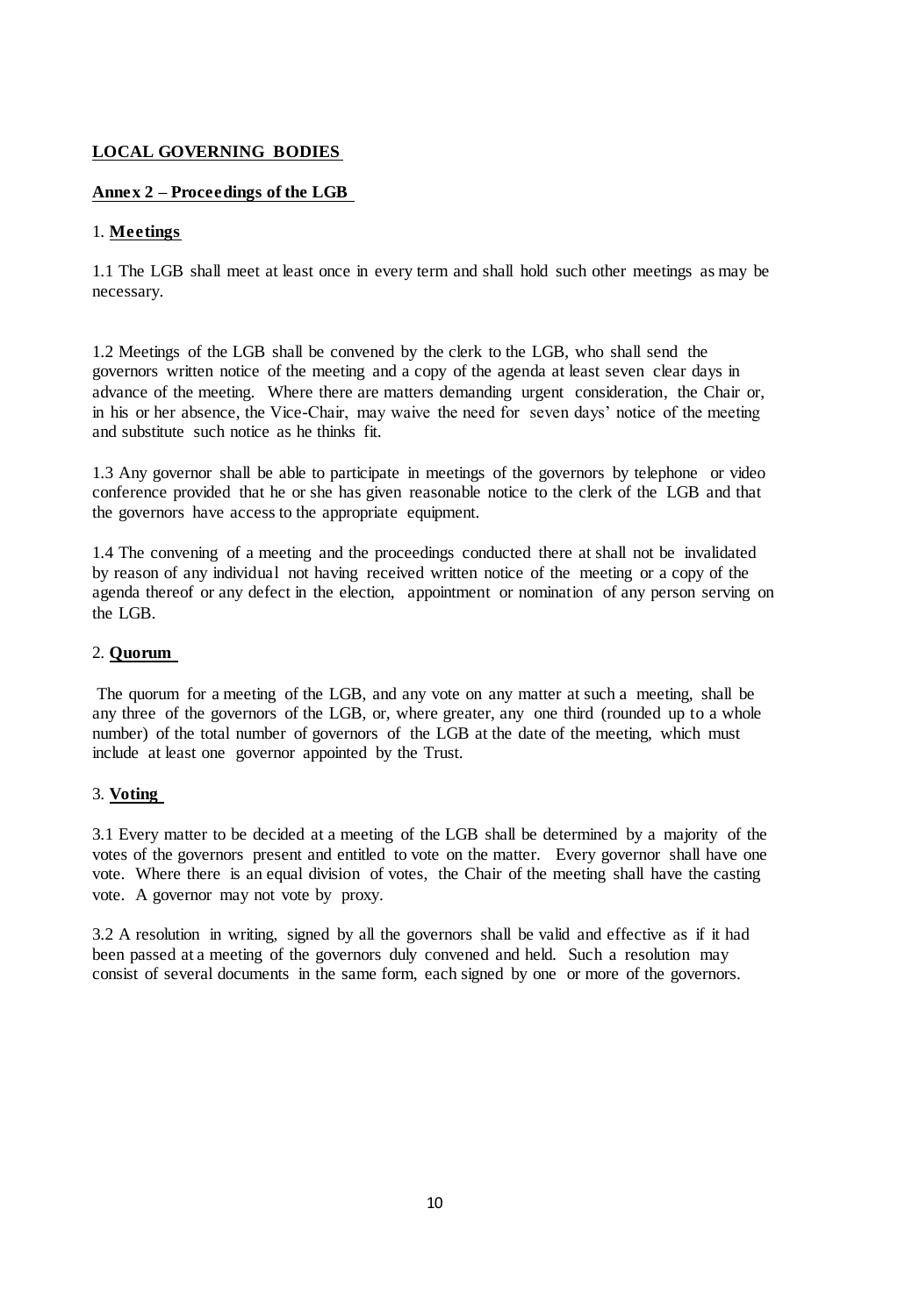**LOCAL GOVERNING BODIES**

**Annex 2 – Proceedings of the LGB**

1. **Meetings**

1.1 The LGB shall meet at least once in every term and shall hold such other meetings as may be necessary.

1.2 Meetings of the LGB shall be convened by the clerk to the LGB, who shall send the governors written notice of the meeting and a copy of the agenda at least seven clear days in advance of the meeting. Where there are matters demanding urgent consideration, the Chair or, in his or her absence, the Vice-Chair, may waive the need for seven days' notice of the meeting and substitute such notice as he thinks fit.

1.3 Any governor shall be able to participate in meetings of the governors by telephone or video conference provided that he or she has given reasonable notice to the clerk of the LGB and that the governors have access to the appropriate equipment.

1.4 The convening of a meeting and the proceedings conducted there at shall not be invalidated by reason of any individual not having received written notice of the meeting or a copy of the agenda thereof or any defect in the election, appointment or nomination of any person serving on the LGB.

2. **Quorum**

The quorum for a meeting of the LGB, and any vote on any matter at such a meeting, shall be any three of the governors of the LGB, or, where greater, any one third (rounded up to a whole number) of the total number of governors of the LGB at the date of the meeting, which must include at least one governor appointed by the Trust.

3. **Voting**

3.1 Every matter to be decided at a meeting of the LGB shall be determined by a majority of the votes of the governors present and entitled to vote on the matter. Every governor shall have one vote. Where there is an equal division of votes, the Chair of the meeting shall have the casting vote. A governor may not vote by proxy.

3.2 A resolution in writing, signed by all the governors shall be valid and effective as if it had been passed at a meeting of the governors duly convened and held. Such a resolution may consist of several documents in the same form, each signed by one or more of the governors.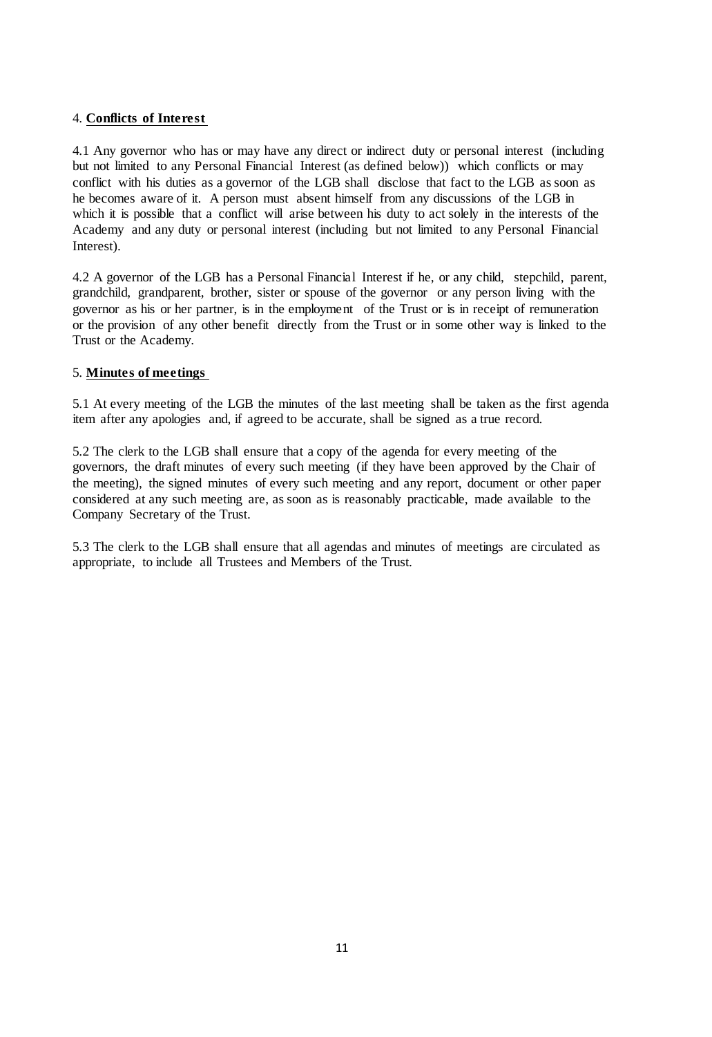4. **Conflicts of Interest**

4.1 Any governor who has or may have any direct or indirect duty or personal interest (including but not limited to any Personal Financial Interest (as defined below)) which conflicts or may conflict with his duties as a governor of the LGB shall disclose that fact to the LGB as soon as he becomes aware of it. A person must absent himself from any discussions of the LGB in which it is possible that a conflict will arise between his duty to act solely in the interests of the Academy and any duty or personal interest (including but not limited to any Personal Financial Interest).

4.2 A governor of the LGB has a Personal Financial Interest if he, or any child, stepchild, parent, grandchild, grandparent, brother, sister or spouse of the governor or any person living with the governor as his or her partner, is in the employment of the Trust or is in receipt of remuneration or the provision of any other benefit directly from the Trust or in some other way is linked to the Trust or the Academy.

5. **Minutes of meetings**

5.1 At every meeting of the LGB the minutes of the last meeting shall be taken as the first agenda item after any apologies and, if agreed to be accurate, shall be signed as a true record.

5.2 The clerk to the LGB shall ensure that a copy of the agenda for every meeting of the governors, the draft minutes of every such meeting (if they have been approved by the Chair of the meeting), the signed minutes of every such meeting and any report, document or other paper considered at any such meeting are, as soon as is reasonably practicable, made available to the Company Secretary of the Trust.

5.3 The clerk to the LGB shall ensure that all agendas and minutes of meetings are circulated as appropriate, to include all Trustees and Members of the Trust.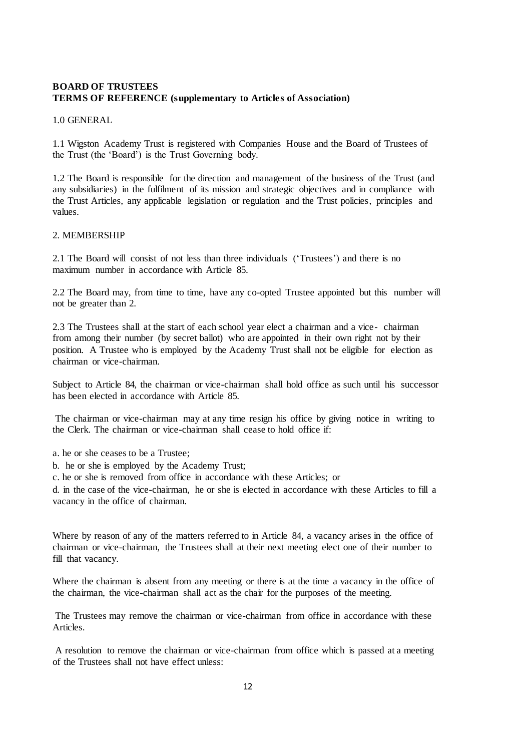**BOARD OF TRUSTEES**
**TERMS OF REFERENCE (supplementary to Articles of Association)**

1.0 GENERAL

1.1 Wigston Academy Trust is registered with Companies House and the Board of Trustees of the Trust (the 'Board') is the Trust Governing body.

1.2 The Board is responsible for the direction and management of the business of the Trust (and any subsidiaries) in the fulfilment of its mission and strategic objectives and in compliance with the Trust Articles, any applicable legislation or regulation and the Trust policies, principles and values.

2. MEMBERSHIP

2.1 The Board will consist of not less than three individuals ('Trustees') and there is no maximum number in accordance with Article 85.

2.2 The Board may, from time to time, have any co-opted Trustee appointed but this number will not be greater than 2.

2.3 The Trustees shall at the start of each school year elect a chairman and a vice- chairman from among their number (by secret ballot) who are appointed in their own right not by their position. A Trustee who is employed by the Academy Trust shall not be eligible for election as chairman or vice-chairman.

Subject to Article 84, the chairman or vice-chairman shall hold office as such until his successor has been elected in accordance with Article 85.

The chairman or vice-chairman may at any time resign his office by giving notice in writing to the Clerk. The chairman or vice-chairman shall cease to hold office if:

a. he or she ceases to be a Trustee;
b. he or she is employed by the Academy Trust;
c. he or she is removed from office in accordance with these Articles; or
d. in the case of the vice-chairman, he or she is elected in accordance with these Articles to fill a vacancy in the office of chairman.

Where by reason of any of the matters referred to in Article 84, a vacancy arises in the office of chairman or vice-chairman, the Trustees shall at their next meeting elect one of their number to fill that vacancy.

Where the chairman is absent from any meeting or there is at the time a vacancy in the office of the chairman, the vice-chairman shall act as the chair for the purposes of the meeting.

The Trustees may remove the chairman or vice-chairman from office in accordance with these Articles.

A resolution to remove the chairman or vice-chairman from office which is passed at a meeting of the Trustees shall not have effect unless: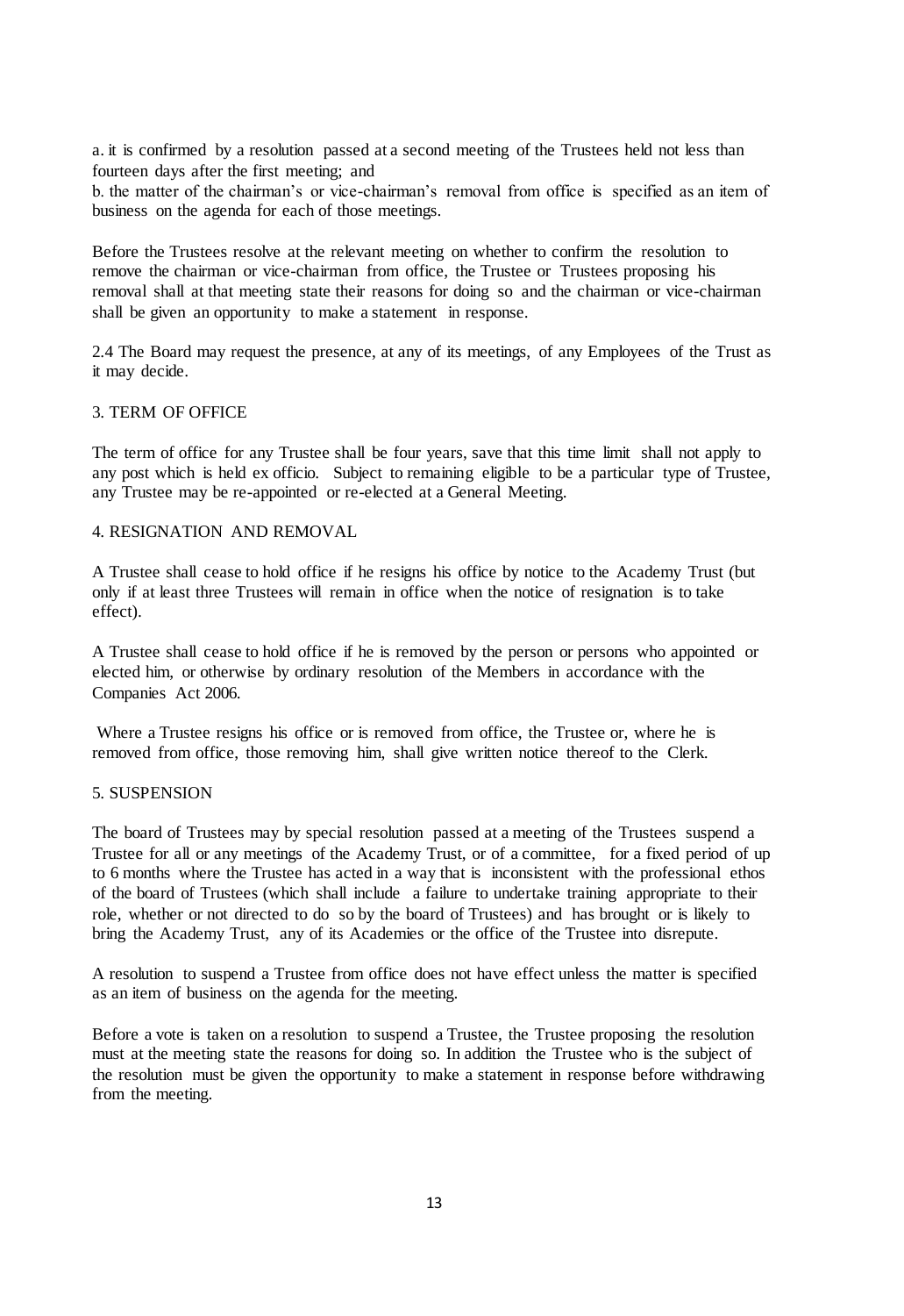a. it is confirmed by a resolution passed at a second meeting of the Trustees held not less than fourteen days after the first meeting; and

b. the matter of the chairman's or vice-chairman's removal from office is specified as an item of business on the agenda for each of those meetings.

Before the Trustees resolve at the relevant meeting on whether to confirm the resolution to remove the chairman or vice-chairman from office, the Trustee or Trustees proposing his removal shall at that meeting state their reasons for doing so and the chairman or vice-chairman shall be given an opportunity to make a statement in response.

2.4 The Board may request the presence, at any of its meetings, of any Employees of the Trust as it may decide.

## 3. TERM OF OFFICE

The term of office for any Trustee shall be four years, save that this time limit shall not apply to any post which is held ex officio. Subject to remaining eligible to be a particular type of Trustee, any Trustee may be re-appointed or re-elected at a General Meeting.

## 4. RESIGNATION AND REMOVAL

A Trustee shall cease to hold office if he resigns his office by notice to the Academy Trust (but only if at least three Trustees will remain in office when the notice of resignation is to take effect).

A Trustee shall cease to hold office if he is removed by the person or persons who appointed or elected him, or otherwise by ordinary resolution of the Members in accordance with the Companies Act 2006.

Where a Trustee resigns his office or is removed from office, the Trustee or, where he is removed from office, those removing him, shall give written notice thereof to the Clerk.

## 5. SUSPENSION

The board of Trustees may by special resolution passed at a meeting of the Trustees suspend a Trustee for all or any meetings of the Academy Trust, or of a committee, for a fixed period of up to 6 months where the Trustee has acted in a way that is inconsistent with the professional ethos of the board of Trustees (which shall include a failure to undertake training appropriate to their role, whether or not directed to do so by the board of Trustees) and has brought or is likely to bring the Academy Trust, any of its Academies or the office of the Trustee into disrepute.

A resolution to suspend a Trustee from office does not have effect unless the matter is specified as an item of business on the agenda for the meeting.

Before a vote is taken on a resolution to suspend a Trustee, the Trustee proposing the resolution must at the meeting state the reasons for doing so. In addition the Trustee who is the subject of the resolution must be given the opportunity to make a statement in response before withdrawing from the meeting.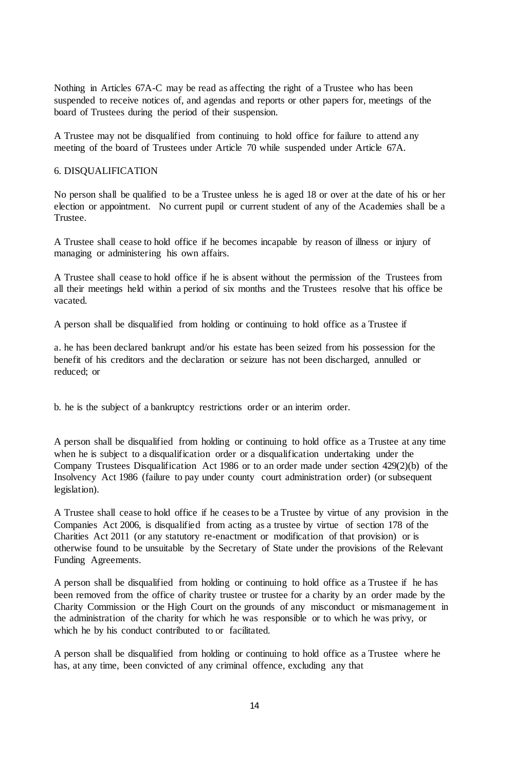Nothing in Articles 67A-C may be read as affecting the right of a Trustee who has been suspended to receive notices of, and agendas and reports or other papers for, meetings of the board of Trustees during the period of their suspension.

A Trustee may not be disqualified from continuing to hold office for failure to attend any meeting of the board of Trustees under Article 70 while suspended under Article 67A.

## 6. DISQUALIFICATION

No person shall be qualified to be a Trustee unless he is aged 18 or over at the date of his or her election or appointment. No current pupil or current student of any of the Academies shall be a Trustee.

A Trustee shall cease to hold office if he becomes incapable by reason of illness or injury of managing or administering his own affairs.

A Trustee shall cease to hold office if he is absent without the permission of the Trustees from all their meetings held within a period of six months and the Trustees resolve that his office be vacated.

A person shall be disqualified from holding or continuing to hold office as a Trustee if

a. he has been declared bankrupt and/or his estate has been seized from his possession for the benefit of his creditors and the declaration or seizure has not been discharged, annulled or reduced; or

b. he is the subject of a bankruptcy restrictions order or an interim order.

A person shall be disqualified from holding or continuing to hold office as a Trustee at any time when he is subject to a disqualification order or a disqualification undertaking under the Company Trustees Disqualification Act 1986 or to an order made under section 429(2)(b) of the Insolvency Act 1986 (failure to pay under county court administration order) (or subsequent legislation).

A Trustee shall cease to hold office if he ceases to be a Trustee by virtue of any provision in the Companies Act 2006, is disqualified from acting as a trustee by virtue of section 178 of the Charities Act 2011 (or any statutory re-enactment or modification of that provision) or is otherwise found to be unsuitable by the Secretary of State under the provisions of the Relevant Funding Agreements.

A person shall be disqualified from holding or continuing to hold office as a Trustee if he has been removed from the office of charity trustee or trustee for a charity by an order made by the Charity Commission or the High Court on the grounds of any misconduct or mismanagement in the administration of the charity for which he was responsible or to which he was privy, or which he by his conduct contributed to or facilitated.

A person shall be disqualified from holding or continuing to hold office as a Trustee where he has, at any time, been convicted of any criminal offence, excluding any that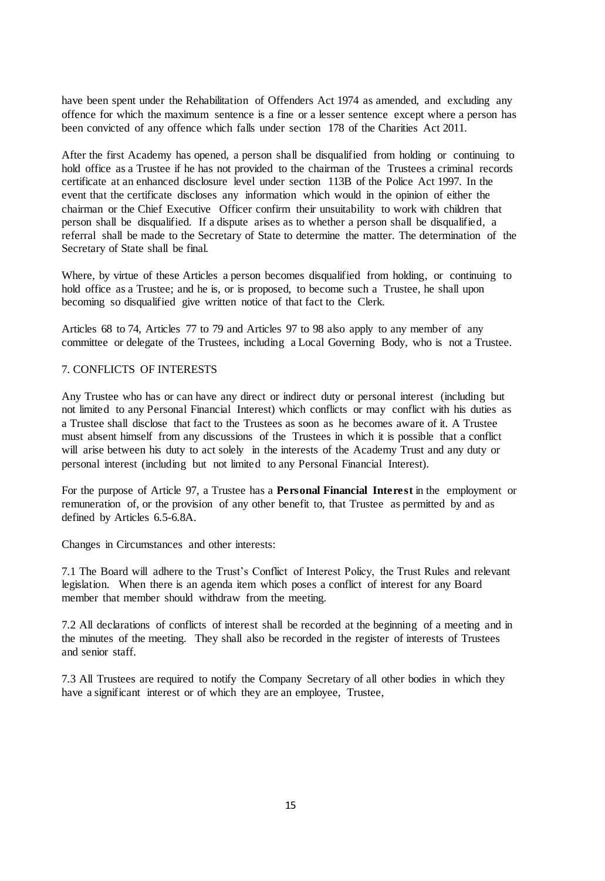have been spent under the Rehabilitation of Offenders Act 1974 as amended, and excluding any offence for which the maximum sentence is a fine or a lesser sentence except where a person has been convicted of any offence which falls under section 178 of the Charities Act 2011.

After the first Academy has opened, a person shall be disqualified from holding or continuing to hold office as a Trustee if he has not provided to the chairman of the Trustees a criminal records certificate at an enhanced disclosure level under section 113B of the Police Act 1997. In the event that the certificate discloses any information which would in the opinion of either the chairman or the Chief Executive Officer confirm their unsuitability to work with children that person shall be disqualified. If a dispute arises as to whether a person shall be disqualified, a referral shall be made to the Secretary of State to determine the matter. The determination of the Secretary of State shall be final.

Where, by virtue of these Articles a person becomes disqualified from holding, or continuing to hold office as a Trustee; and he is, or is proposed, to become such a Trustee, he shall upon becoming so disqualified give written notice of that fact to the Clerk.

Articles 68 to 74, Articles 77 to 79 and Articles 97 to 98 also apply to any member of any committee or delegate of the Trustees, including a Local Governing Body, who is not a Trustee.

## 7. CONFLICTS OF INTERESTS

Any Trustee who has or can have any direct or indirect duty or personal interest (including but not limited to any Personal Financial Interest) which conflicts or may conflict with his duties as a Trustee shall disclose that fact to the Trustees as soon as he becomes aware of it. A Trustee must absent himself from any discussions of the Trustees in which it is possible that a conflict will arise between his duty to act solely in the interests of the Academy Trust and any duty or personal interest (including but not limited to any Personal Financial Interest).

For the purpose of Article 97, a Trustee has a **Personal Financial Interest** in the employment or remuneration of, or the provision of any other benefit to, that Trustee as permitted by and as defined by Articles 6.5-6.8A.

Changes in Circumstances and other interests:

7.1 The Board will adhere to the Trust's Conflict of Interest Policy, the Trust Rules and relevant legislation. When there is an agenda item which poses a conflict of interest for any Board member that member should withdraw from the meeting.

7.2 All declarations of conflicts of interest shall be recorded at the beginning of a meeting and in the minutes of the meeting. They shall also be recorded in the register of interests of Trustees and senior staff.

7.3 All Trustees are required to notify the Company Secretary of all other bodies in which they have a significant interest or of which they are an employee, Trustee,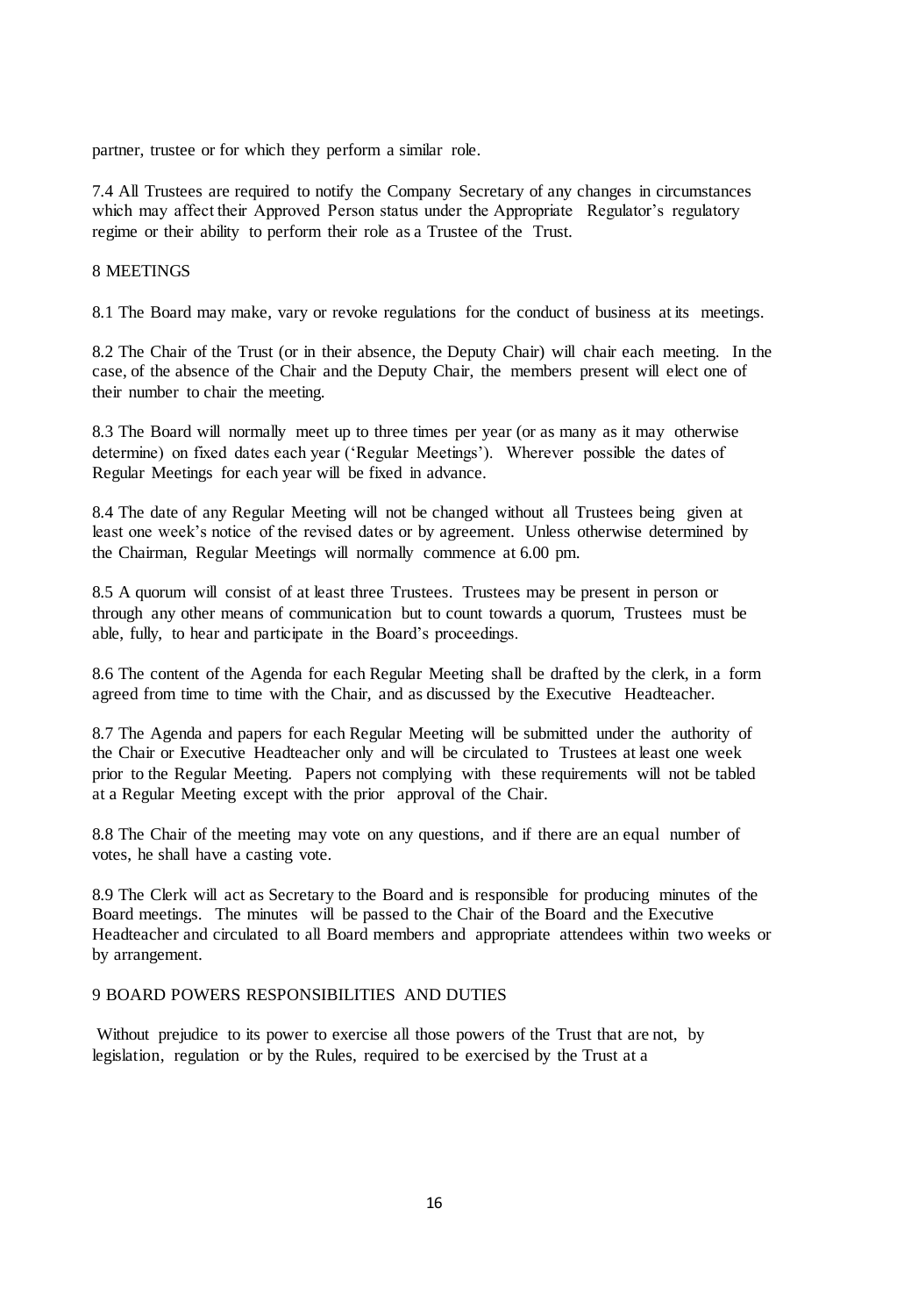partner, trustee or for which they perform a similar role.

7.4 All Trustees are required to notify the Company Secretary of any changes in circumstances which may affect their Approved Person status under the Appropriate Regulator's regulatory regime or their ability to perform their role as a Trustee of the Trust.

## 8 MEETINGS

8.1 The Board may make, vary or revoke regulations for the conduct of business at its meetings.

8.2 The Chair of the Trust (or in their absence, the Deputy Chair) will chair each meeting. In the case, of the absence of the Chair and the Deputy Chair, the members present will elect one of their number to chair the meeting.

8.3 The Board will normally meet up to three times per year (or as many as it may otherwise determine) on fixed dates each year ('Regular Meetings'). Wherever possible the dates of Regular Meetings for each year will be fixed in advance.

8.4 The date of any Regular Meeting will not be changed without all Trustees being given at least one week's notice of the revised dates or by agreement. Unless otherwise determined by the Chairman, Regular Meetings will normally commence at 6.00 pm.

8.5 A quorum will consist of at least three Trustees. Trustees may be present in person or through any other means of communication but to count towards a quorum, Trustees must be able, fully, to hear and participate in the Board's proceedings.

8.6 The content of the Agenda for each Regular Meeting shall be drafted by the clerk, in a form agreed from time to time with the Chair, and as discussed by the Executive Headteacher.

8.7 The Agenda and papers for each Regular Meeting will be submitted under the authority of the Chair or Executive Headteacher only and will be circulated to Trustees at least one week prior to the Regular Meeting. Papers not complying with these requirements will not be tabled at a Regular Meeting except with the prior approval of the Chair.

8.8 The Chair of the meeting may vote on any questions, and if there are an equal number of votes, he shall have a casting vote.

8.9 The Clerk will act as Secretary to the Board and is responsible for producing minutes of the Board meetings. The minutes will be passed to the Chair of the Board and the Executive Headteacher and circulated to all Board members and appropriate attendees within two weeks or by arrangement.

## 9 BOARD POWERS RESPONSIBILITIES AND DUTIES

Without prejudice to its power to exercise all those powers of the Trust that are not, by legislation, regulation or by the Rules, required to be exercised by the Trust at a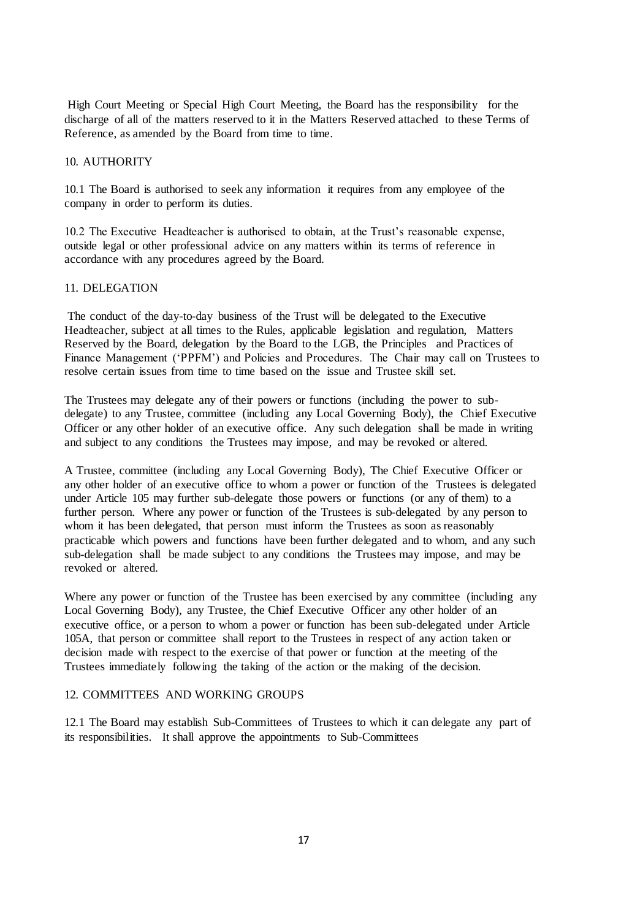High Court Meeting or Special High Court Meeting, the Board has the responsibility for the discharge of all of the matters reserved to it in the Matters Reserved attached to these Terms of Reference, as amended by the Board from time to time.

## 10. AUTHORITY

10.1 The Board is authorised to seek any information it requires from any employee of the company in order to perform its duties.

10.2 The Executive Headteacher is authorised to obtain, at the Trust's reasonable expense, outside legal or other professional advice on any matters within its terms of reference in accordance with any procedures agreed by the Board.

## 11. DELEGATION

The conduct of the day-to-day business of the Trust will be delegated to the Executive Headteacher, subject at all times to the Rules, applicable legislation and regulation, Matters Reserved by the Board, delegation by the Board to the LGB, the Principles and Practices of Finance Management ('PPFM') and Policies and Procedures. The Chair may call on Trustees to resolve certain issues from time to time based on the issue and Trustee skill set.

The Trustees may delegate any of their powers or functions (including the power to sub-delegate) to any Trustee, committee (including any Local Governing Body), the Chief Executive Officer or any other holder of an executive office. Any such delegation shall be made in writing and subject to any conditions the Trustees may impose, and may be revoked or altered.

A Trustee, committee (including any Local Governing Body), The Chief Executive Officer or any other holder of an executive office to whom a power or function of the Trustees is delegated under Article 105 may further sub-delegate those powers or functions (or any of them) to a further person. Where any power or function of the Trustees is sub-delegated by any person to whom it has been delegated, that person must inform the Trustees as soon as reasonably practicable which powers and functions have been further delegated and to whom, and any such sub-delegation shall be made subject to any conditions the Trustees may impose, and may be revoked or altered.

Where any power or function of the Trustee has been exercised by any committee (including any Local Governing Body), any Trustee, the Chief Executive Officer any other holder of an executive office, or a person to whom a power or function has been sub-delegated under Article 105A, that person or committee shall report to the Trustees in respect of any action taken or decision made with respect to the exercise of that power or function at the meeting of the Trustees immediately following the taking of the action or the making of the decision.

## 12. COMMITTEES AND WORKING GROUPS

12.1 The Board may establish Sub-Committees of Trustees to which it can delegate any part of its responsibilities. It shall approve the appointments to Sub-Committees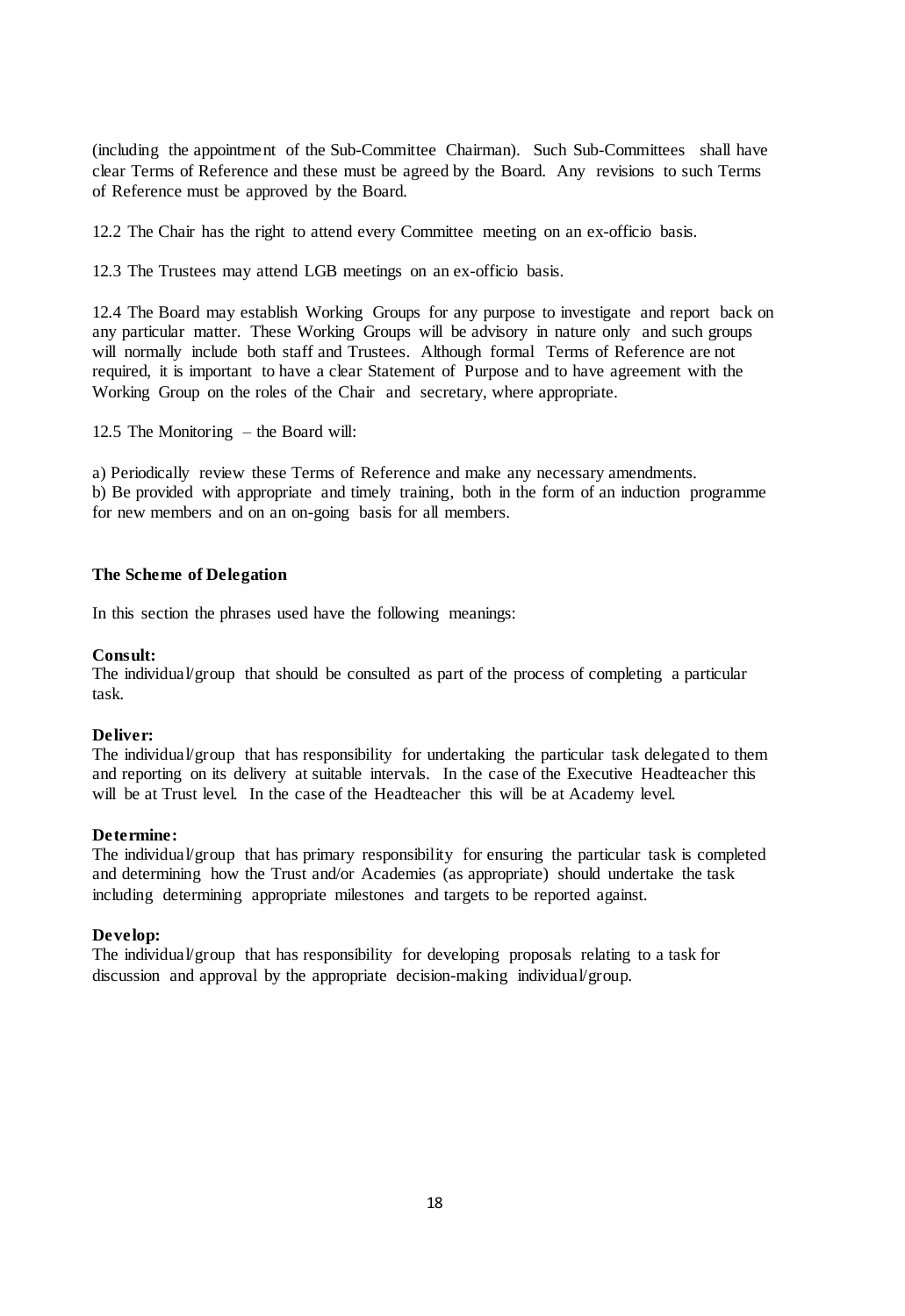(including the appointment of the Sub-Committee Chairman). Such Sub-Committees shall have clear Terms of Reference and these must be agreed by the Board. Any revisions to such Terms of Reference must be approved by the Board.

12.2 The Chair has the right to attend every Committee meeting on an ex-officio basis.

12.3 The Trustees may attend LGB meetings on an ex-officio basis.

12.4 The Board may establish Working Groups for any purpose to investigate and report back on any particular matter. These Working Groups will be advisory in nature only and such groups will normally include both staff and Trustees. Although formal Terms of Reference are not required, it is important to have a clear Statement of Purpose and to have agreement with the Working Group on the roles of the Chair and secretary, where appropriate.

12.5 The Monitoring – the Board will:

a) Periodically review these Terms of Reference and make any necessary amendments.
b) Be provided with appropriate and timely training, both in the form of an induction programme for new members and on an on-going basis for all members.

**The Scheme of Delegation**

In this section the phrases used have the following meanings:

**Consult:**
The individual/group that should be consulted as part of the process of completing a particular task.

**Deliver:**
The individual/group that has responsibility for undertaking the particular task delegated to them and reporting on its delivery at suitable intervals. In the case of the Executive Headteacher this will be at Trust level. In the case of the Headteacher this will be at Academy level.

**Determine:**
The individual/group that has primary responsibility for ensuring the particular task is completed and determining how the Trust and/or Academies (as appropriate) should undertake the task including determining appropriate milestones and targets to be reported against.

**Develop:**
The individual/group that has responsibility for developing proposals relating to a task for discussion and approval by the appropriate decision-making individual/group.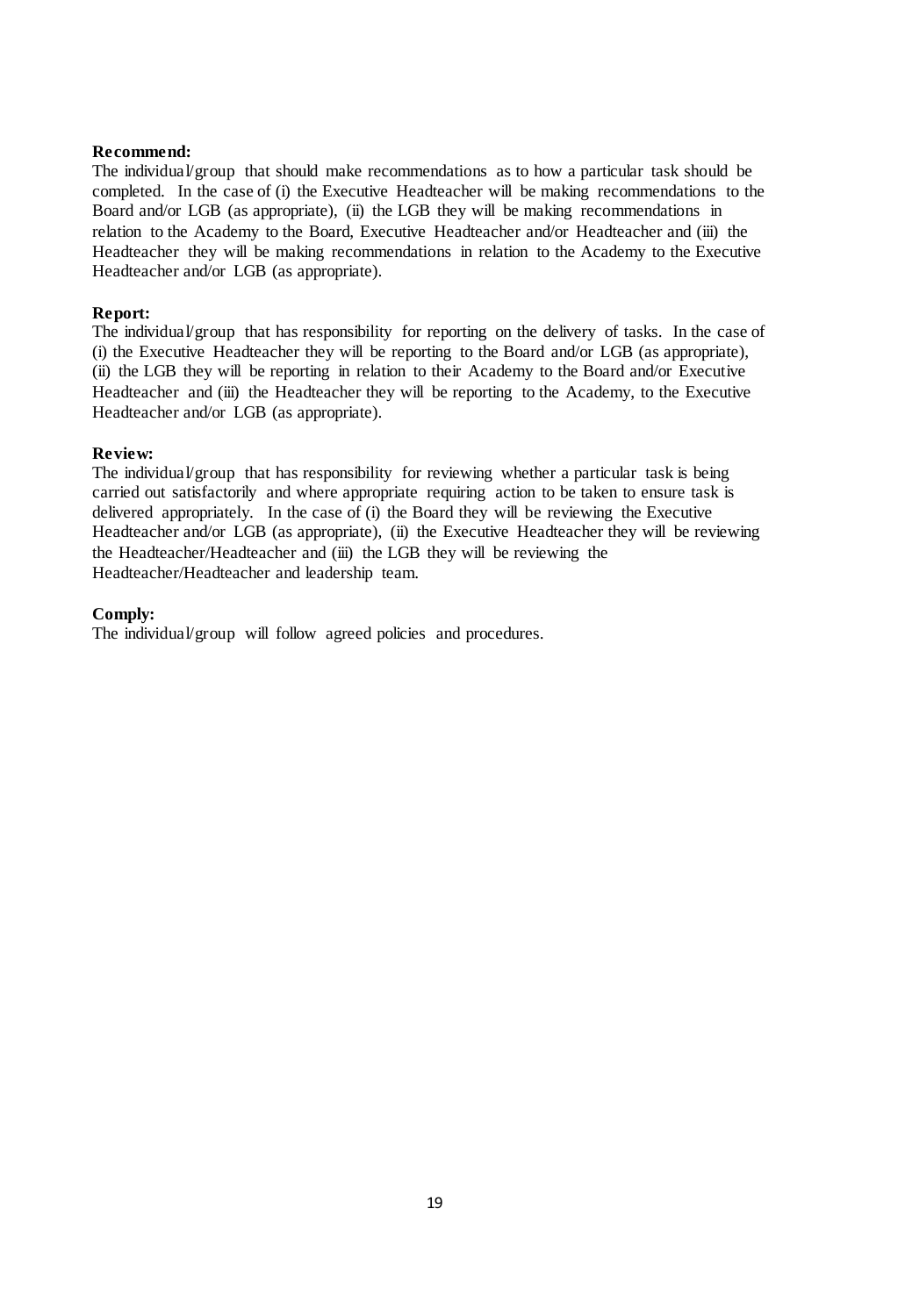**Recommend:**
The individual/group that should make recommendations as to how a particular task should be completed. In the case of (i) the Executive Headteacher will be making recommendations to the Board and/or LGB (as appropriate), (ii) the LGB they will be making recommendations in relation to the Academy to the Board, Executive Headteacher and/or Headteacher and (iii) the Headteacher they will be making recommendations in relation to the Academy to the Executive Headteacher and/or LGB (as appropriate).

**Report:**
The individual/group that has responsibility for reporting on the delivery of tasks. In the case of (i) the Executive Headteacher they will be reporting to the Board and/or LGB (as appropriate), (ii) the LGB they will be reporting in relation to their Academy to the Board and/or Executive Headteacher and (iii) the Headteacher they will be reporting to the Academy, to the Executive Headteacher and/or LGB (as appropriate).

**Review:**
The individual/group that has responsibility for reviewing whether a particular task is being carried out satisfactorily and where appropriate requiring action to be taken to ensure task is delivered appropriately. In the case of (i) the Board they will be reviewing the Executive Headteacher and/or LGB (as appropriate), (ii) the Executive Headteacher they will be reviewing the Headteacher/Headteacher and (iii) the LGB they will be reviewing the Headteacher/Headteacher and leadership team.

**Comply:**
The individual/group will follow agreed policies and procedures.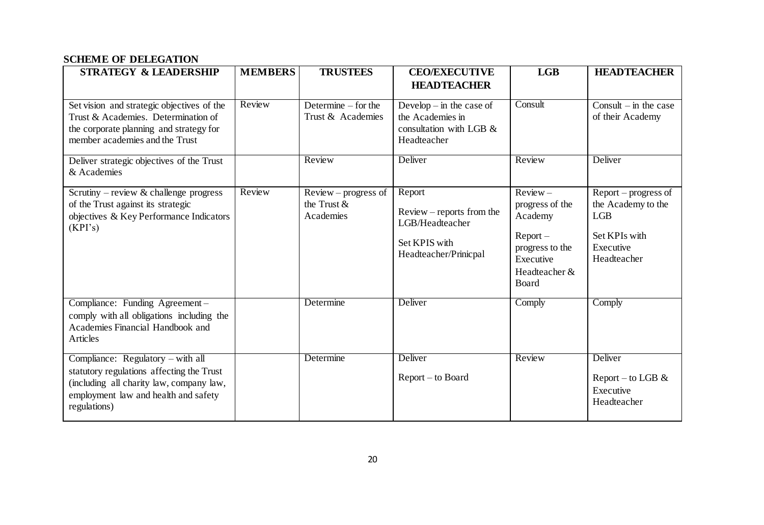**SCHEME OF DELEGATION**

| STRATEGY & LEADERSHIP | MEMBERS | TRUSTEES | CEO/EXECUTIVE HEADTEACHER | LGB | HEADTEACHER |
|---|---|---|---|---|---|
| Set vision and strategic objectives of the Trust & Academies. Determination of the corporate planning and strategy for member academies and the Trust | Review | Determine – for the Trust & Academies | Develop – in the case of the Academies in consultation with LGB & Headteacher | Consult | Consult – in the case of their Academy |
| Deliver strategic objectives of the Trust & Academies | | Review | Deliver | Review | Deliver |
| Scrutiny – review & challenge progress of the Trust against its strategic objectives & Key Performance Indicators (KPI's) | Review | Review – progress of the Trust & Academies | Report<br><br>Review – reports from the LGB/Headteacher<br><br>Set KPIS with Headteacher/Prinicpal | Review – progress of the Academy<br><br>Report – progress to the Executive Headteacher & Board | Report – progress of the Academy to the LGB<br><br>Set KPIs with Executive Headteacher |
| Compliance: Funding Agreement – comply with all obligations including the Academies Financial Handbook and Articles | | Determine | Deliver | Comply | Comply |
| Compliance: Regulatory – with all statutory regulations affecting the Trust (including all charity law, company law, employment law and health and safety regulations) | | Determine | Deliver<br><br>Report – to Board | Review | Deliver<br><br>Report – to LGB & Executive Headteacher |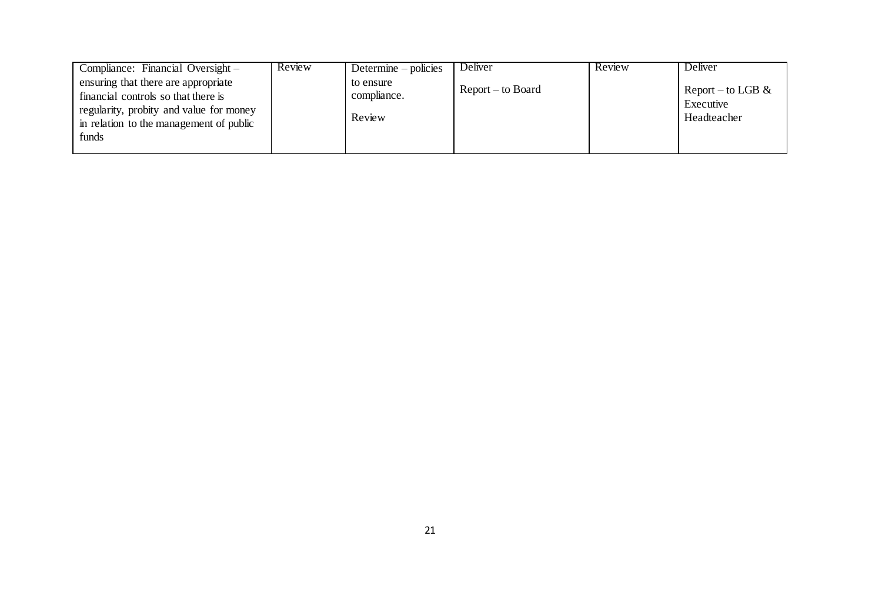| | | | | | |
|---|---|---|---|---|---|
| Compliance: Financial Oversight – ensuring that there are appropriate financial controls so that there is regularity, probity and value for money in relation to the management of public funds | Review | Determine – policies to ensure compliance.<br><br>Review | Deliver<br><br>Report – to Board | Review | Deliver<br><br>Report – to LGB & Executive Headteacher |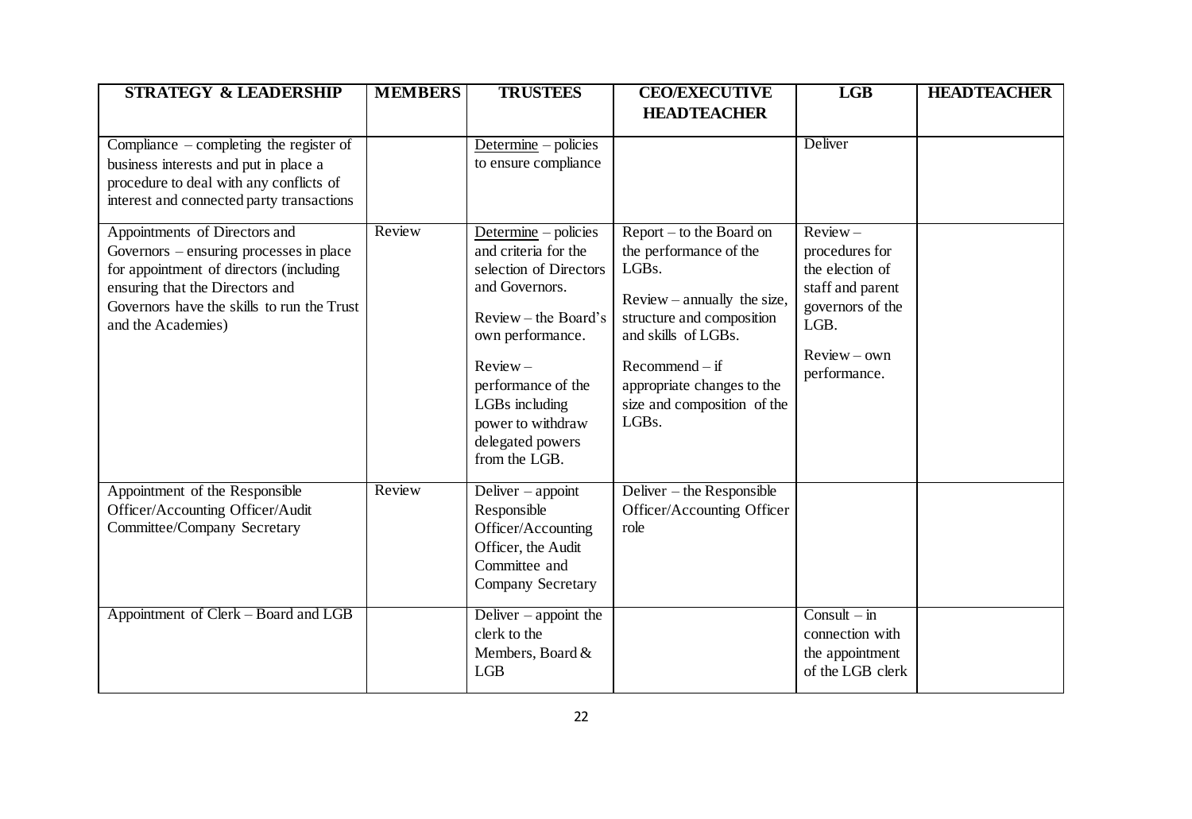| STRATEGY & LEADERSHIP | MEMBERS | TRUSTEES | CEO/EXECUTIVE HEADTEACHER | LGB | HEADTEACHER |
|---|---|---|---|---|---|
| Compliance – completing the register of business interests and put in place a procedure to deal with any conflicts of interest and connected party transactions | | Determine – policies to ensure compliance | | Deliver | |
| Appointments of Directors and Governors – ensuring processes in place for appointment of directors (including ensuring that the Directors and Governors have the skills to run the Trust and the Academies) | Review | Determine – policies and criteria for the selection of Directors and Governors.<br><br>Review – the Board's own performance.<br><br>Review – performance of the LGBs including power to withdraw delegated powers from the LGB. | Report – to the Board on the performance of the LGBs.<br><br>Review – annually the size, structure and composition and skills of LGBs.<br><br>Recommend – if appropriate changes to the size and composition of the LGBs. | Review – procedures for the election of staff and parent governors of the LGB.<br><br>Review – own performance. | |
| Appointment of the Responsible Officer/Accounting Officer/Audit Committee/Company Secretary | Review | Deliver – appoint Responsible Officer/Accounting Officer, the Audit Committee and Company Secretary | Deliver – the Responsible Officer/Accounting Officer role | | |
| Appointment of Clerk – Board and LGB | | Deliver – appoint the clerk to the Members, Board & LGB | | Consult – in connection with the appointment of the LGB clerk | |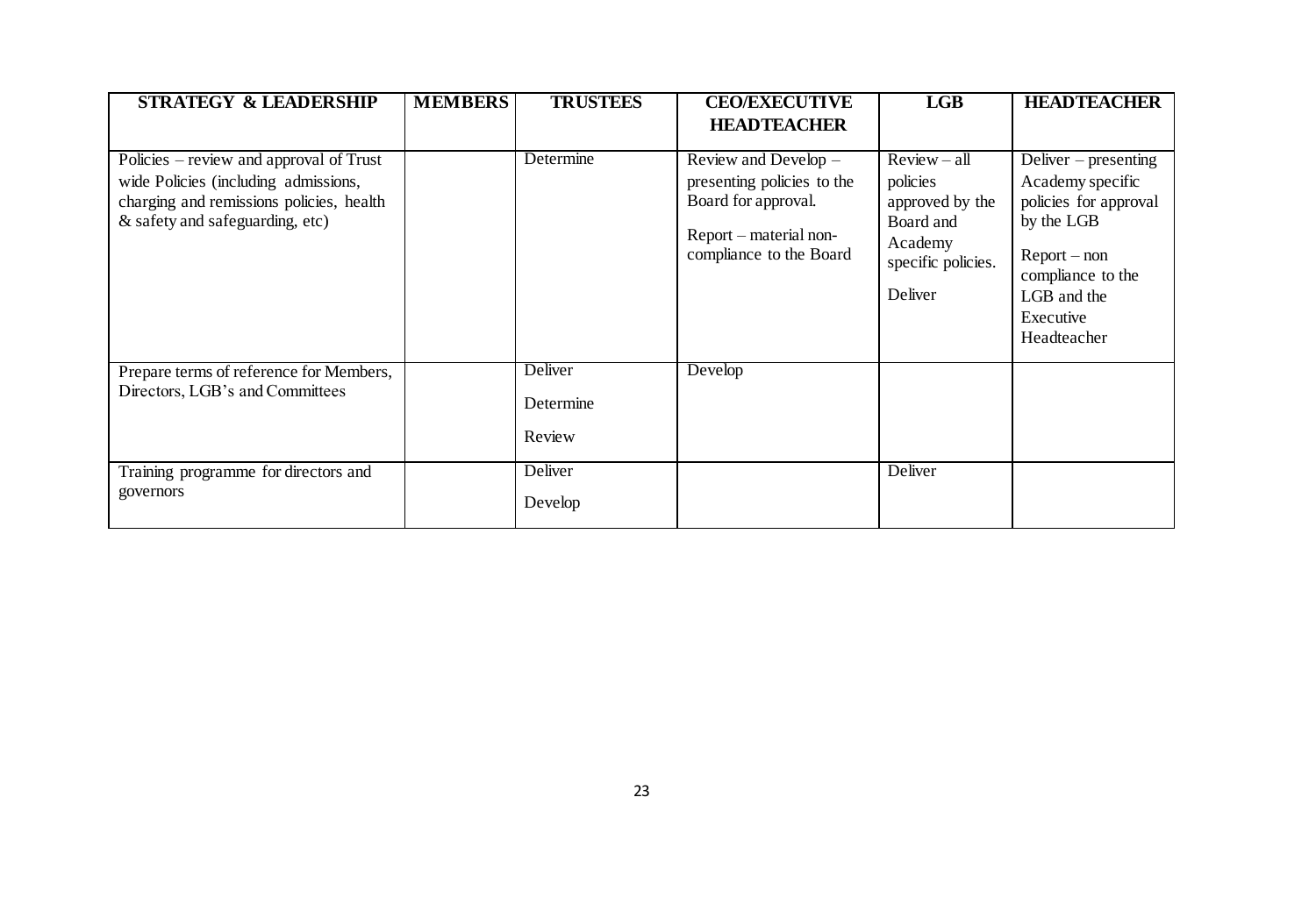| STRATEGY & LEADERSHIP | MEMBERS | TRUSTEES | CEO/EXECUTIVE HEADTEACHER | LGB | HEADTEACHER |
|---|---|---|---|---|---|
| Policies – review and approval of Trust wide Policies (including admissions, charging and remissions policies, health & safety and safeguarding, etc) | | Determine | Review and Develop – presenting policies to the Board for approval.<br><br>Report – material non-compliance to the Board | Review – all policies approved by the Board and Academy specific policies.<br><br>Deliver | Deliver – presenting Academy specific policies for approval by the LGB<br><br>Report – non compliance to the LGB and the Executive Headteacher |
| Prepare terms of reference for Members, Directors, LGB's and Committees | | Deliver<br><br>Determine<br><br>Review | Develop | | |
| Training programme for directors and governors | | Deliver<br><br>Develop | | Deliver | |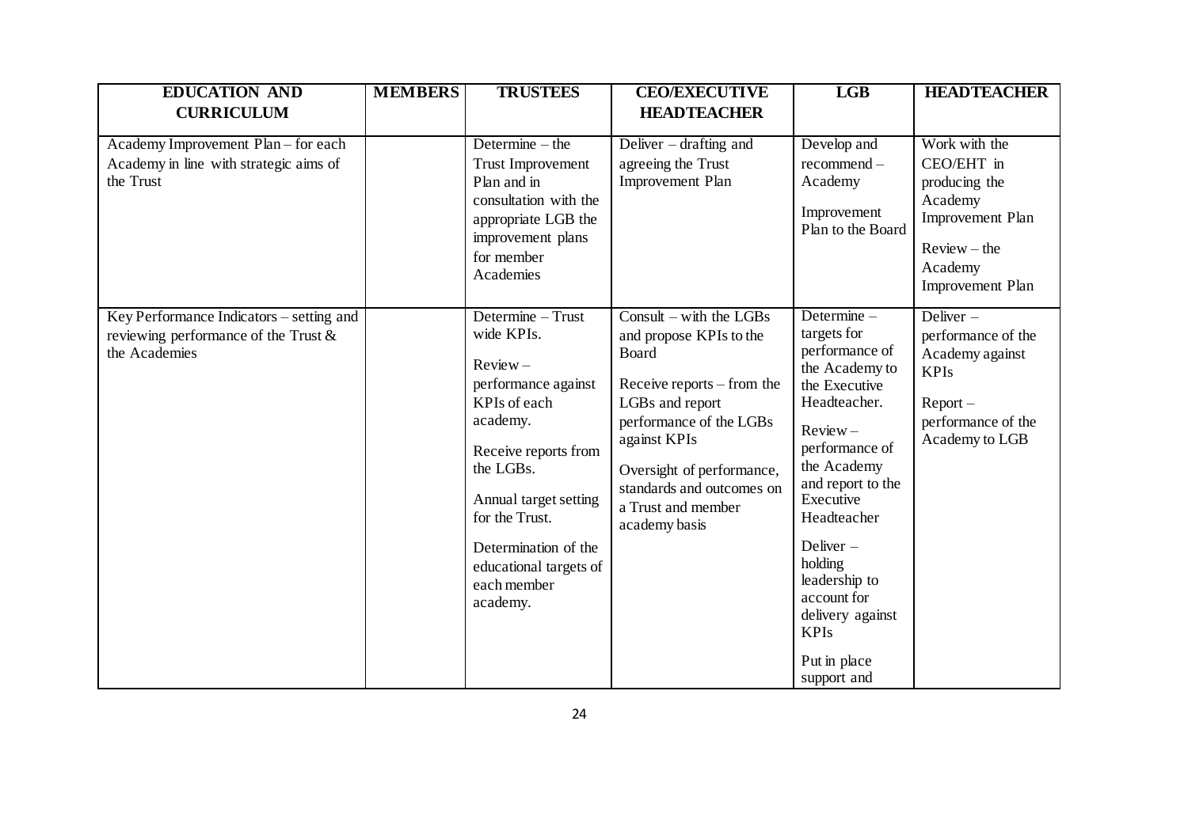| EDUCATION AND CURRICULUM | MEMBERS | TRUSTEES | CEO/EXECUTIVE HEADTEACHER | LGB | HEADTEACHER |
|---|---|---|---|---|---|
| Academy Improvement Plan – for each Academy in line with strategic aims of the Trust | | Determine – the Trust Improvement Plan and in consultation with the appropriate LGB the improvement plans for member Academies | Deliver – drafting and agreeing the Trust Improvement Plan | Develop and recommend – Academy Improvement Plan to the Board | Work with the CEO/EHT in producing the Academy Improvement Plan<br><br>Review – the Academy Improvement Plan |
| Key Performance Indicators – setting and reviewing performance of the Trust & the Academies | | Determine – Trust wide KPIs.<br><br>Review – performance against KPIs of each academy.<br><br>Receive reports from the LGBs.<br><br>Annual target setting for the Trust.<br><br>Determination of the educational targets of each member academy. | Consult – with the LGBs and propose KPIs to the Board<br><br>Receive reports – from the LGBs and report performance of the LGBs against KPIs<br><br>Oversight of performance, standards and outcomes on a Trust and member academy basis | Determine – targets for performance of the Academy to the Executive Headteacher.<br><br>Review – performance of the Academy and report to the Executive Headteacher<br><br>Deliver – holding leadership to account for delivery against KPIs<br><br>Put in place support and | Deliver – performance of the Academy against KPIs<br><br>Report – performance of the Academy to LGB |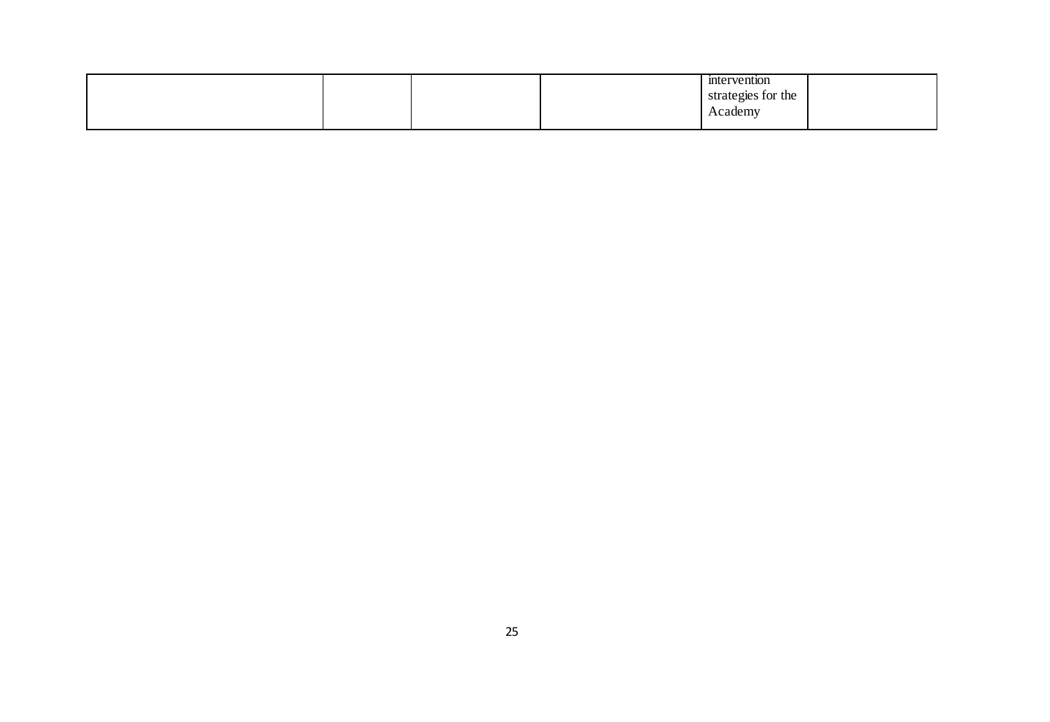| | | | | | |
|---|---|---|---|---|---|
| | | | | intervention strategies for the Academy | |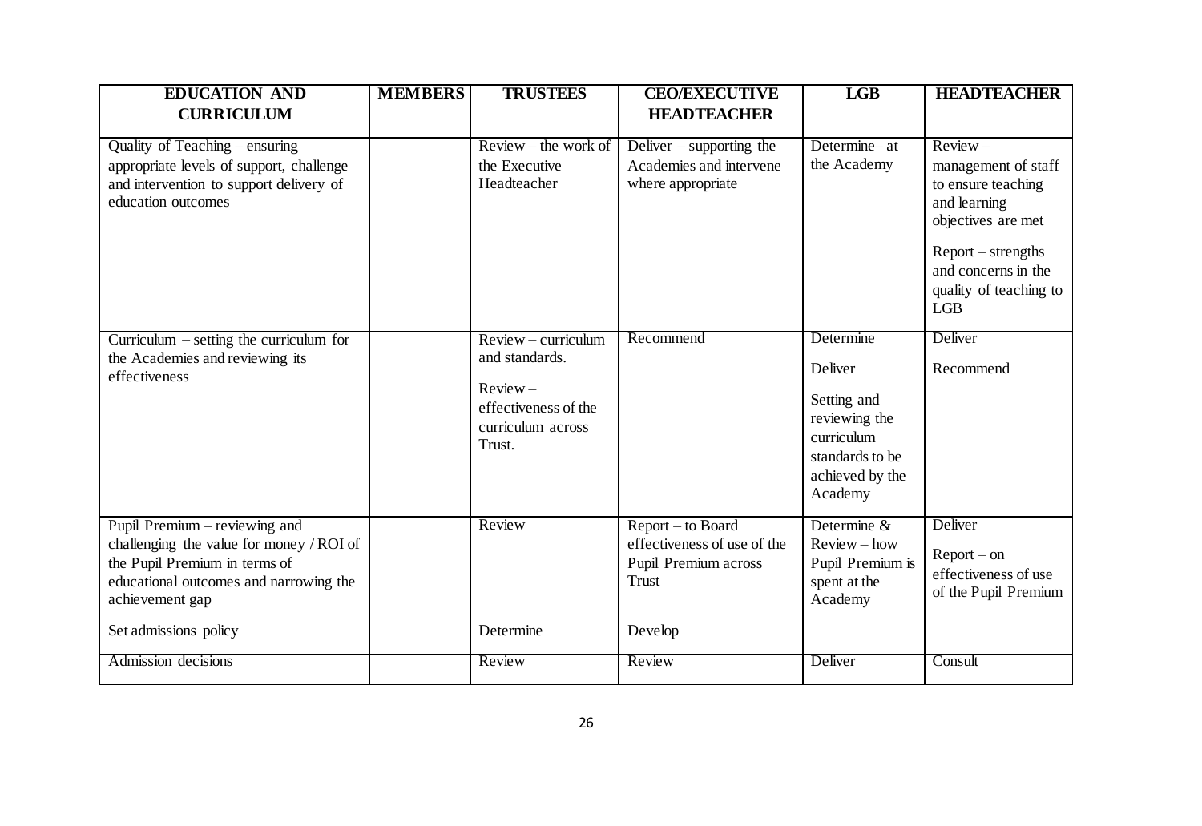| EDUCATION AND CURRICULUM | MEMBERS | TRUSTEES | CEO/EXECUTIVE HEADTEACHER | LGB | HEADTEACHER |
|---|---|---|---|---|---|
| Quality of Teaching – ensuring appropriate levels of support, challenge and intervention to support delivery of education outcomes | | Review – the work of the Executive Headteacher | Deliver – supporting the Academies and intervene where appropriate | Determine– at the Academy | Review – management of staff to ensure teaching and learning objectives are met<br><br>Report – strengths and concerns in the quality of teaching to LGB |
| Curriculum – setting the curriculum for the Academies and reviewing its effectiveness | | Review – curriculum and standards.<br><br>Review – effectiveness of the curriculum across Trust. | Recommend | Determine<br><br>Deliver<br><br>Setting and reviewing the curriculum standards to be achieved by the Academy | Deliver<br><br>Recommend |
| Pupil Premium – reviewing and challenging the value for money / ROI of the Pupil Premium in terms of educational outcomes and narrowing the achievement gap | | Review | Report – to Board effectiveness of use of the Pupil Premium across Trust | Determine & Review – how Pupil Premium is spent at the Academy | Deliver<br><br>Report – on effectiveness of use of the Pupil Premium |
| Set admissions policy | | Determine | Develop | | |
| Admission decisions | | Review | Review | Deliver | Consult |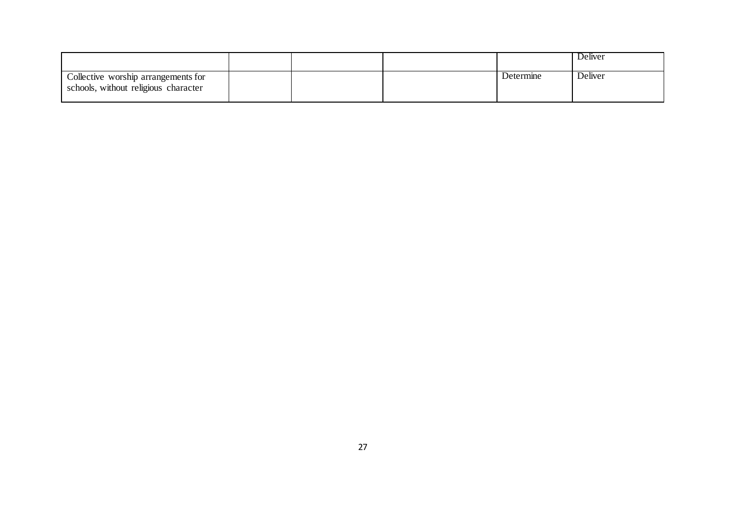| | | | | | |
|---|---|---|---|---|---|
| | | | | | Deliver |
| Collective worship arrangements for schools, without religious character | | | | Determine | Deliver |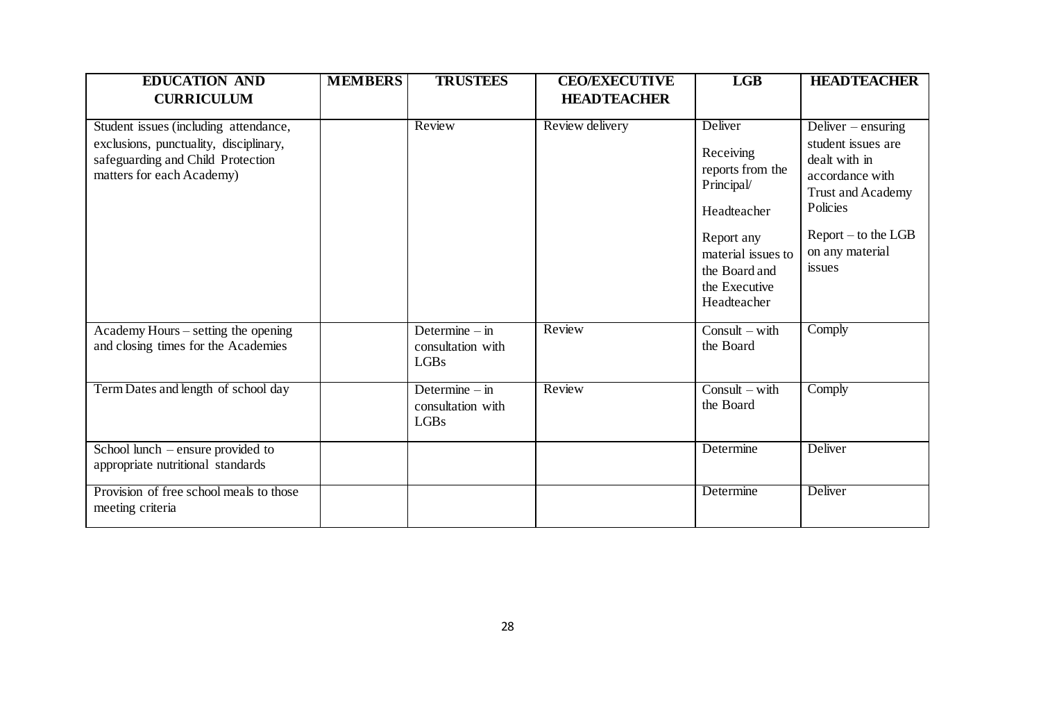| EDUCATION AND CURRICULUM | MEMBERS | TRUSTEES | CEO/EXECUTIVE HEADTEACHER | LGB | HEADTEACHER |
| --- | --- | --- | --- | --- | --- |
| Student issues (including attendance, exclusions, punctuality, disciplinary, safeguarding and Child Protection matters for each Academy) | | Review | Review delivery | Deliver<br><br>Receiving reports from the Principal/<br><br>Headteacher<br><br>Report any material issues to the Board and the Executive Headteacher | Deliver – ensuring student issues are dealt with in accordance with Trust and Academy Policies<br><br>Report – to the LGB on any material issues |
| Academy Hours – setting the opening and closing times for the Academies | | Determine – in consultation with LGBs | Review | Consult – with the Board | Comply |
| Term Dates and length of school day | | Determine – in consultation with LGBs | Review | Consult – with the Board | Comply |
| School lunch – ensure provided to appropriate nutritional standards | | | | Determine | Deliver |
| Provision of free school meals to those meeting criteria | | | | Determine | Deliver |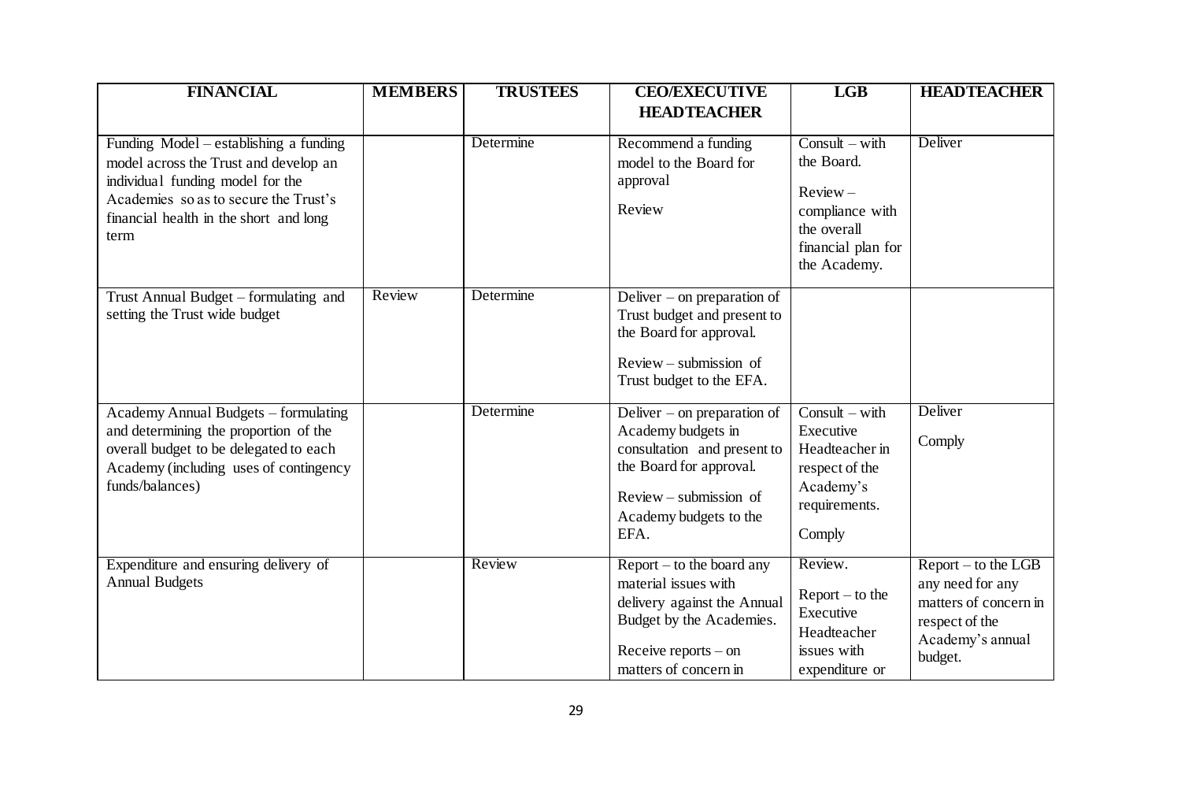| FINANCIAL | MEMBERS | TRUSTEES | CEO/EXECUTIVE HEADTEACHER | LGB | HEADTEACHER |
|---|---|---|---|---|---|
| Funding Model – establishing a funding model across the Trust and develop an individual funding model for the Academies so as to secure the Trust's financial health in the short and long term | | Determine | Recommend a funding model to the Board for approval<br><br>Review | Consult – with the Board.<br><br>Review – compliance with the overall financial plan for the Academy. | Deliver |
| Trust Annual Budget – formulating and setting the Trust wide budget | Review | Determine | Deliver – on preparation of Trust budget and present to the Board for approval.<br><br>Review – submission of Trust budget to the EFA. | | |
| Academy Annual Budgets – formulating and determining the proportion of the overall budget to be delegated to each Academy (including uses of contingency funds/balances) | | Determine | Deliver – on preparation of Academy budgets in consultation and present to the Board for approval.<br><br>Review – submission of Academy budgets to the EFA. | Consult – with Executive Headteacher in respect of the Academy's requirements.<br><br>Comply | Deliver<br><br>Comply |
| Expenditure and ensuring delivery of Annual Budgets | | Review | Report – to the board any material issues with delivery against the Annual Budget by the Academies.<br><br>Receive reports – on matters of concern in | Review.<br><br>Report – to the Executive Headteacher issues with expenditure or | Report – to the LGB any need for any matters of concern in respect of the Academy's annual budget. |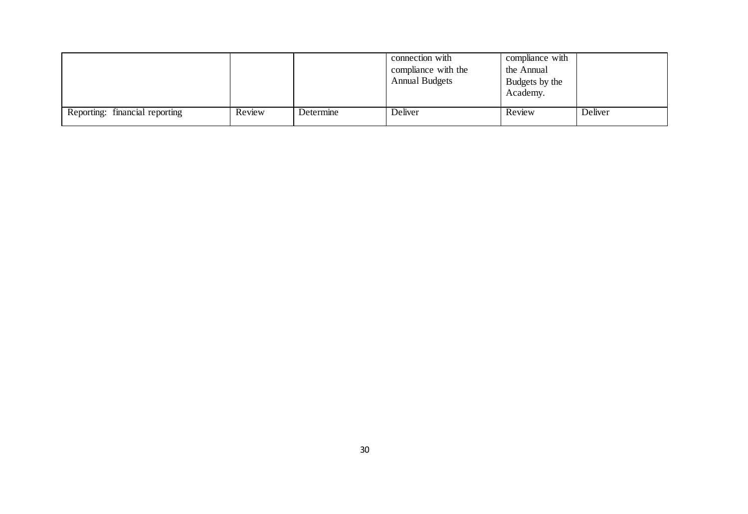| | | | | | |
|---|---|---|---|---|---|
| | | | connection with compliance with the Annual Budgets | compliance with the Annual Budgets by the Academy. | |
| Reporting: financial reporting | Review | Determine | Deliver | Review | Deliver |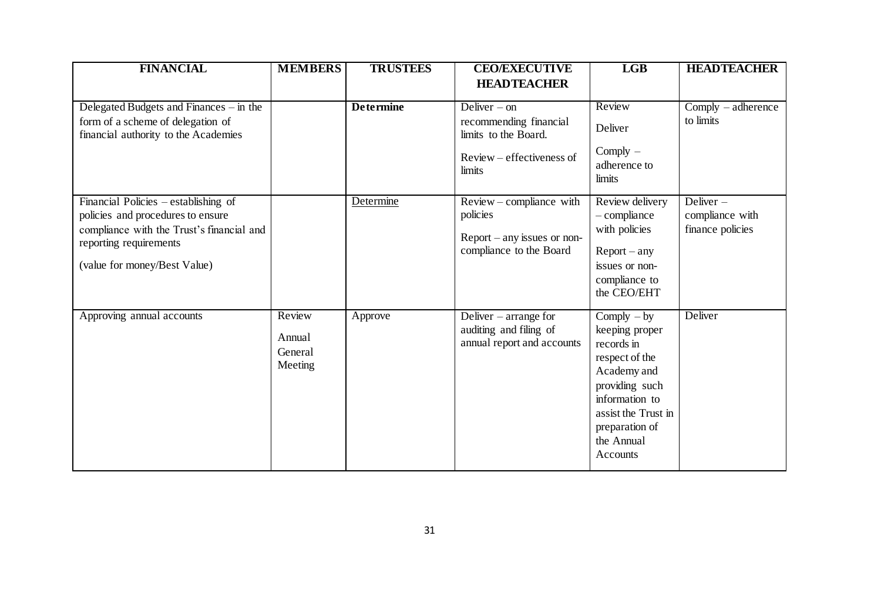| FINANCIAL | MEMBERS | TRUSTEES | CEO/EXECUTIVE HEADTEACHER | LGB | HEADTEACHER |
|---|---|---|---|---|---|
| Delegated Budgets and Finances – in the form of a scheme of delegation of financial authority to the Academies | | **Determine** | Deliver – on recommending financial limits to the Board. Review – effectiveness of limits | Review Deliver Comply – adherence to limits | Comply – adherence to limits |
| Financial Policies – establishing of policies and procedures to ensure compliance with the Trust's financial and reporting requirements (value for money/Best Value) | | Determine | Review – compliance with policies Report – any issues or non-compliance to the Board | Review delivery – compliance with policies Report – any issues or non-compliance to the CEO/EHT | Deliver – compliance with finance policies |
| Approving annual accounts | Review Annual General Meeting | Approve | Deliver – arrange for auditing and filing of annual report and accounts | Comply – by keeping proper records in respect of the Academy and providing such information to assist the Trust in preparation of the Annual Accounts | Deliver |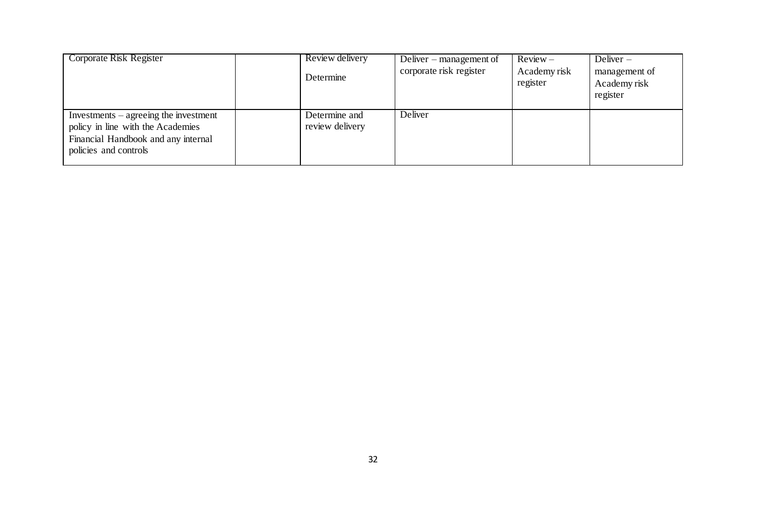| | | | | | |
|---|---|---|---|---|---|
| Corporate Risk Register | | Review delivery<br><br>Determine | Deliver – management of corporate risk register | Review – Academy risk register | Deliver – management of Academy risk register |
| Investments – agreeing the investment policy in line with the Academies Financial Handbook and any internal policies and controls | | Determine and review delivery | Deliver | | |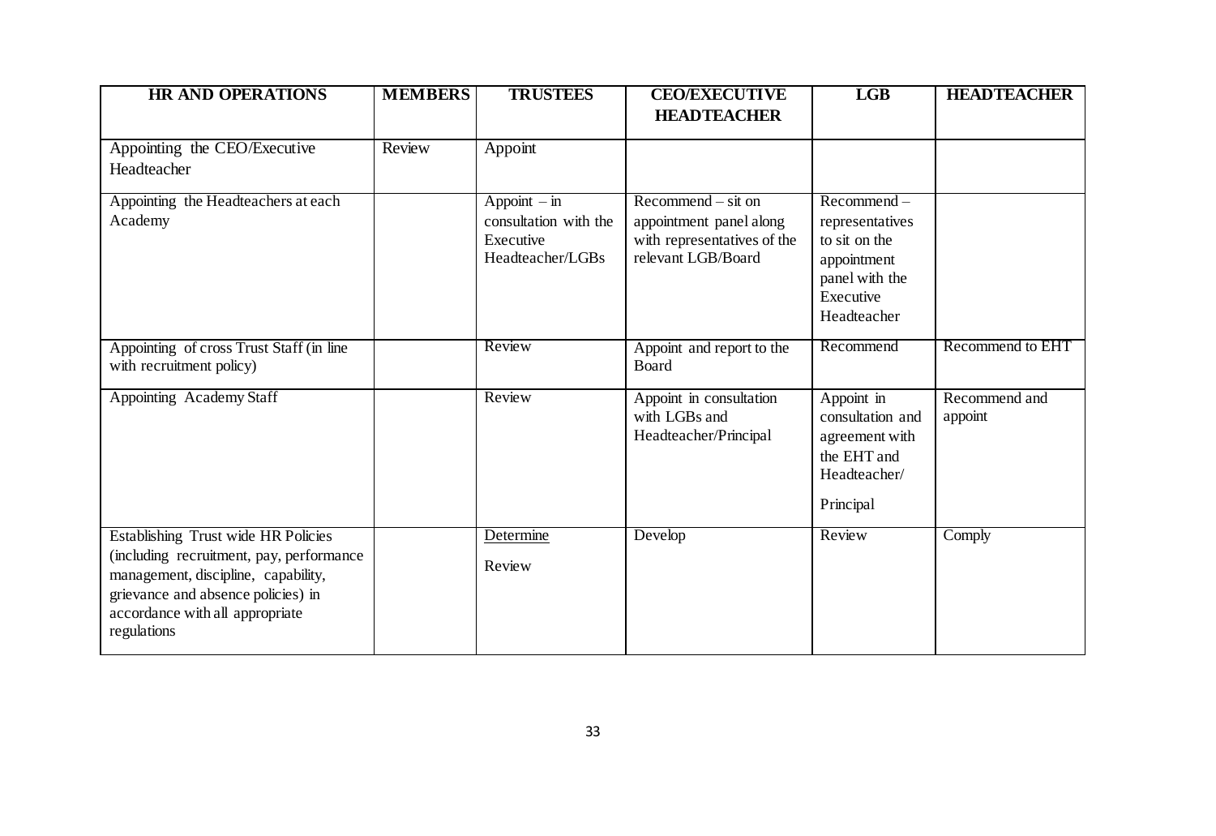| HR AND OPERATIONS | MEMBERS | TRUSTEES | CEO/EXECUTIVE HEADTEACHER | LGB | HEADTEACHER |
|---|---|---|---|---|---|
| Appointing the CEO/Executive Headteacher | Review | Appoint | | | |
| Appointing the Headteachers at each Academy | | Appoint – in consultation with the Executive Headteacher/LGBs | Recommend – sit on appointment panel along with representatives of the relevant LGB/Board | Recommend – representatives to sit on the appointment panel with the Executive Headteacher | |
| Appointing of cross Trust Staff (in line with recruitment policy) | | Review | Appoint and report to the Board | Recommend | Recommend to EHT |
| Appointing Academy Staff | | Review | Appoint in consultation with LGBs and Headteacher/Principal | Appoint in consultation and agreement with the EHT and Headteacher/ Principal | Recommend and appoint |
| Establishing Trust wide HR Policies (including recruitment, pay, performance management, discipline, capability, grievance and absence policies) in accordance with all appropriate regulations | | Determine Review | Develop | Review | Comply |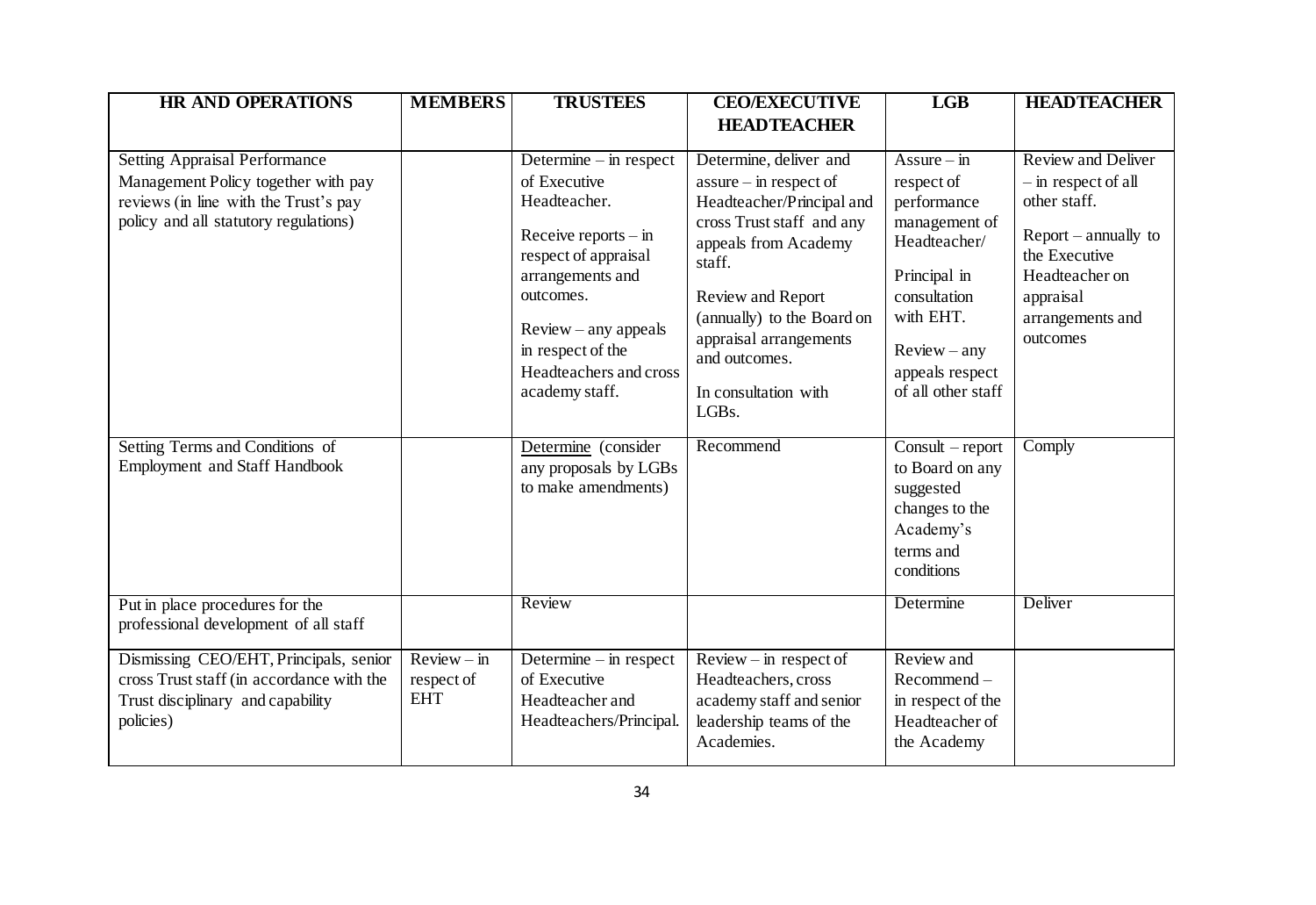| HR AND OPERATIONS | MEMBERS | TRUSTEES | CEO/EXECUTIVE HEADTEACHER | LGB | HEADTEACHER |
|---|---|---|---|---|---|
| Setting Appraisal Performance Management Policy together with pay reviews (in line with the Trust's pay policy and all statutory regulations) | | Determine – in respect of Executive Headteacher.<br><br>Receive reports – in respect of appraisal arrangements and outcomes.<br><br>Review – any appeals in respect of the Headteachers and cross academy staff. | Determine, deliver and assure – in respect of Headteacher/Principal and cross Trust staff and any appeals from Academy staff.<br><br>Review and Report (annually) to the Board on appraisal arrangements and outcomes.<br><br>In consultation with LGBs. | Assure – in respect of performance management of Headteacher/ Principal in consultation with EHT.<br><br>Review – any appeals respect of all other staff | Review and Deliver – in respect of all other staff.<br><br>Report – annually to the Executive Headteacher on appraisal arrangements and outcomes |
| Setting Terms and Conditions of Employment and Staff Handbook | | Determine (consider any proposals by LGBs to make amendments) | Recommend | Consult – report to Board on any suggested changes to the Academy's terms and conditions | Comply |
| Put in place procedures for the professional development of all staff | | Review | | Determine | Deliver |
| Dismissing CEO/EHT, Principals, senior cross Trust staff (in accordance with the Trust disciplinary and capability policies) | Review – in respect of EHT | Determine – in respect of Executive Headteacher and Headteachers/Principal. | Review – in respect of Headteachers, cross academy staff and senior leadership teams of the Academies. | Review and Recommend – in respect of the Headteacher of the Academy | |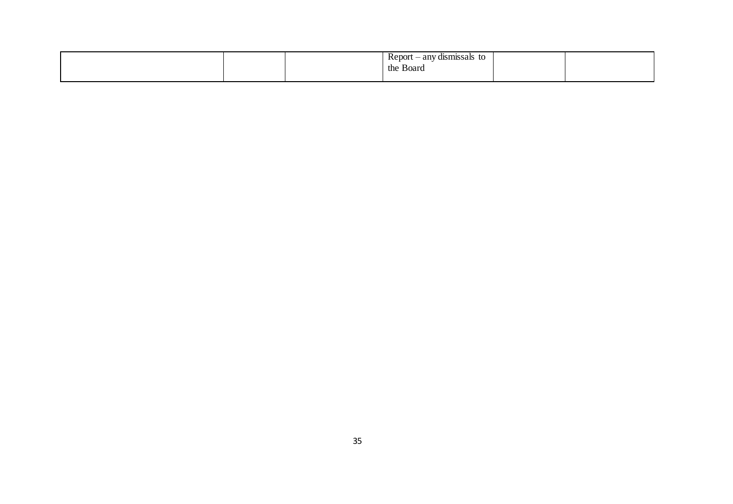| | | | | | |
|---|---|---|---|---|---|
| | | | Report – any dismissals to the Board | | |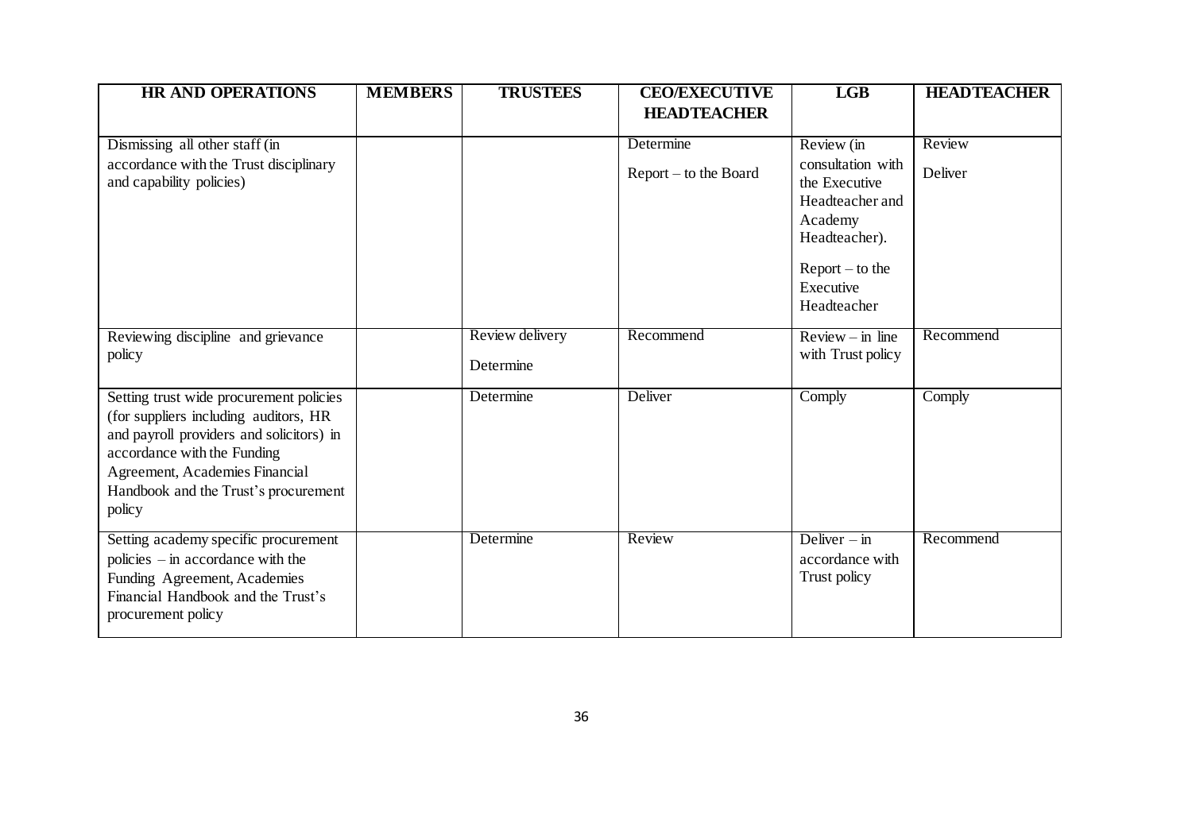| HR AND OPERATIONS | MEMBERS | TRUSTEES | CEO/EXECUTIVE HEADTEACHER | LGB | HEADTEACHER |
|---|---|---|---|---|---|
| Dismissing all other staff (in accordance with the Trust disciplinary and capability policies) | | | Determine<br>Report – to the Board | Review (in consultation with the Executive Headteacher and Academy Headteacher).<br>Report – to the Executive Headteacher | Review<br>Deliver |
| Reviewing discipline and grievance policy | | Review delivery<br>Determine | Recommend | Review – in line with Trust policy | Recommend |
| Setting trust wide procurement policies (for suppliers including auditors, HR and payroll providers and solicitors) in accordance with the Funding Agreement, Academies Financial Handbook and the Trust's procurement policy | | Determine | Deliver | Comply | Comply |
| Setting academy specific procurement policies – in accordance with the Funding Agreement, Academies Financial Handbook and the Trust's procurement policy | | Determine | Review | Deliver – in accordance with Trust policy | Recommend |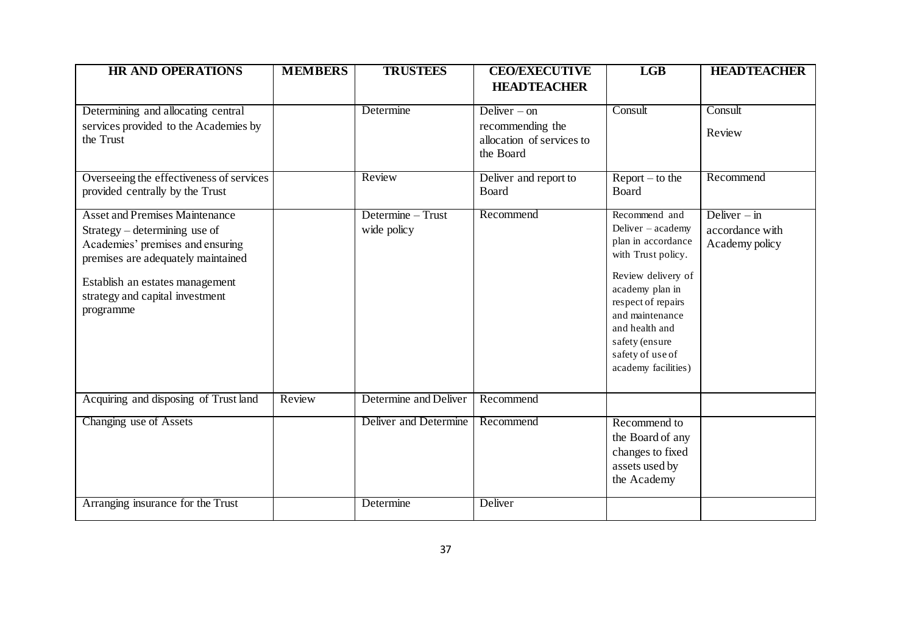| HR AND OPERATIONS | MEMBERS | TRUSTEES | CEO/EXECUTIVE HEADTEACHER | LGB | HEADTEACHER |
|---|---|---|---|---|---|
| Determining and allocating central services provided to the Academies by the Trust | | Determine | Deliver – on recommending the allocation of services to the Board | Consult | Consult<br><br>Review |
| Overseeing the effectiveness of services provided centrally by the Trust | | Review | Deliver and report to Board | Report – to the Board | Recommend |
| Asset and Premises Maintenance Strategy – determining use of Academies' premises and ensuring premises are adequately maintained<br><br>Establish an estates management strategy and capital investment programme | | Determine – Trust wide policy | Recommend | Recommend and Deliver – academy plan in accordance with Trust policy.<br><br>Review delivery of academy plan in respect of repairs and maintenance and health and safety (ensure safety of use of academy facilities) | Deliver – in accordance with Academy policy |
| Acquiring and disposing of Trust land | Review | Determine and Deliver | Recommend | | |
| Changing use of Assets | | Deliver and Determine | Recommend | Recommend to the Board of any changes to fixed assets used by the Academy | |
| Arranging insurance for the Trust | | Determine | Deliver | | |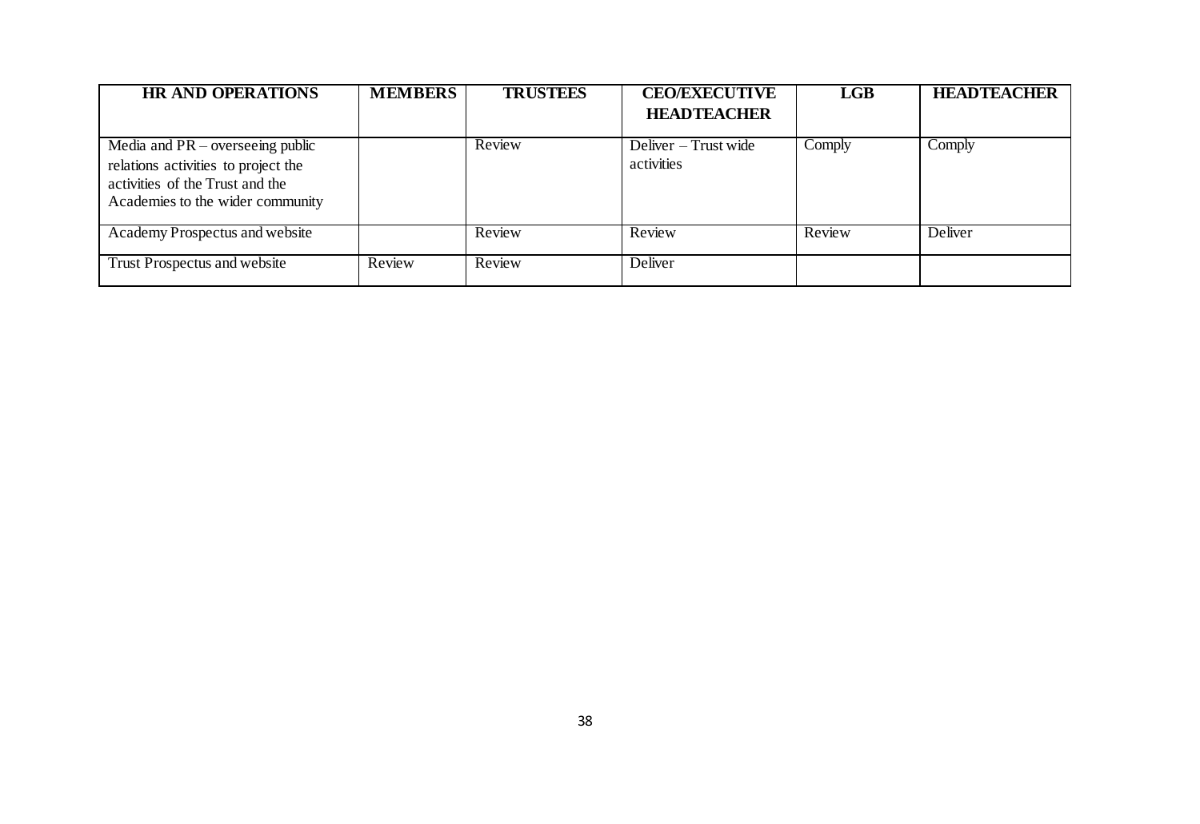| HR AND OPERATIONS | MEMBERS | TRUSTEES | CEO/EXECUTIVE HEADTEACHER | LGB | HEADTEACHER |
|---|---|---|---|---|---|
| Media and PR – overseeing public relations activities to project the activities of the Trust and the Academies to the wider community | | Review | Deliver – Trust wide activities | Comply | Comply |
| Academy Prospectus and website | | Review | Review | Review | Deliver |
| Trust Prospectus and website | Review | Review | Deliver | | |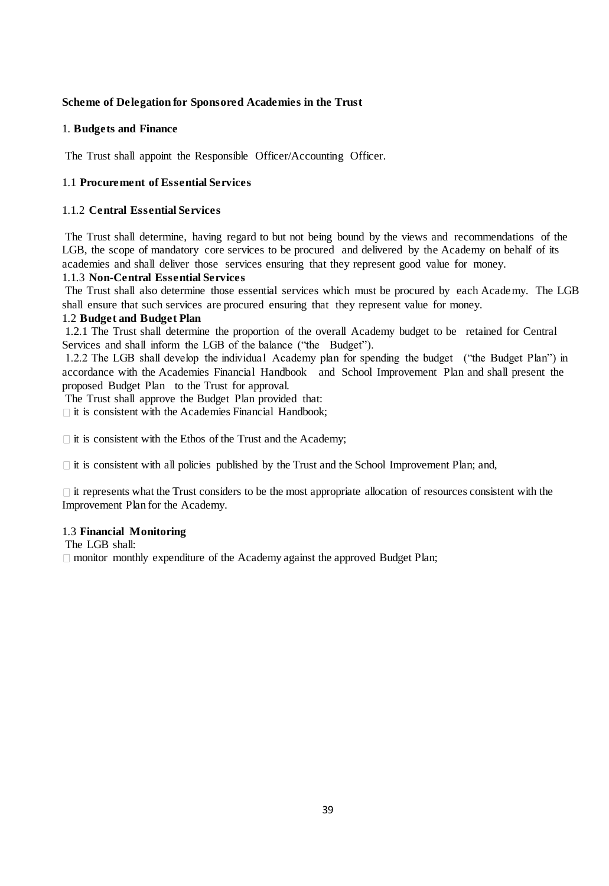**Scheme of Delegation for Sponsored Academies in the Trust**

1. **Budgets and Finance**

The Trust shall appoint the Responsible Officer/Accounting Officer.

1.1 **Procurement of Essential Services**

1.1.2 **Central Essential Services**

The Trust shall determine, having regard to but not being bound by the views and recommendations of the LGB, the scope of mandatory core services to be procured and delivered by the Academy on behalf of its academies and shall deliver those services ensuring that they represent good value for money.

1.1.3 **Non-Central Essential Services**

The Trust shall also determine those essential services which must be procured by each Academy. The LGB shall ensure that such services are procured ensuring that they represent value for money.

1.2 **Budget and Budget Plan**

1.2.1 The Trust shall determine the proportion of the overall Academy budget to be retained for Central Services and shall inform the LGB of the balance ("the Budget").

1.2.2 The LGB shall develop the individual Academy plan for spending the budget ("the Budget Plan") in accordance with the Academies Financial Handbook and School Improvement Plan and shall present the proposed Budget Plan to the Trust for approval.

The Trust shall approve the Budget Plan provided that:

- it is consistent with the Academies Financial Handbook;
- it is consistent with the Ethos of the Trust and the Academy;
- it is consistent with all policies published by the Trust and the School Improvement Plan; and,
- it represents what the Trust considers to be the most appropriate allocation of resources consistent with the Improvement Plan for the Academy.

1.3 **Financial Monitoring**

The LGB shall:

- monitor monthly expenditure of the Academy against the approved Budget Plan;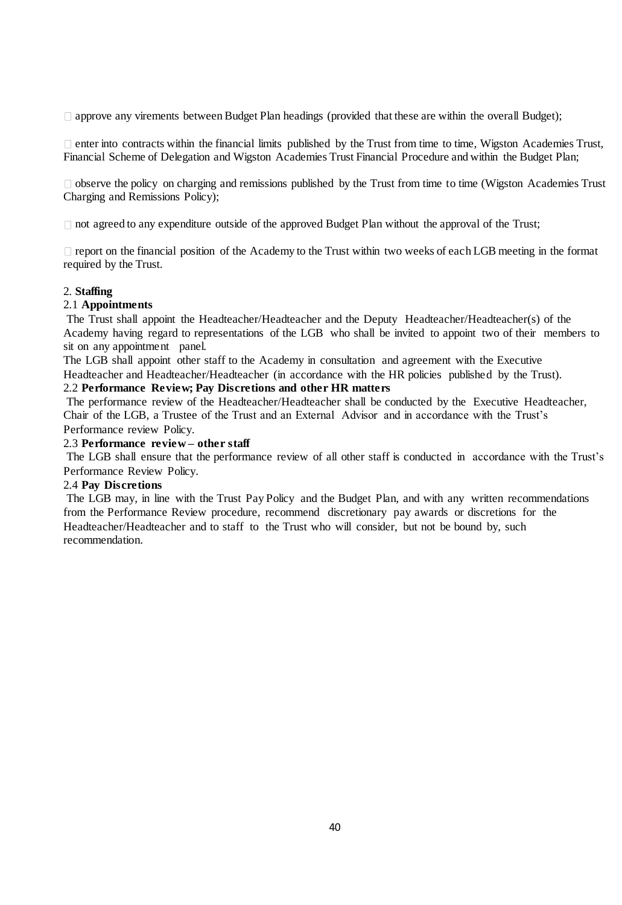- approve any virements between Budget Plan headings (provided that these are within the overall Budget);
- enter into contracts within the financial limits published by the Trust from time to time, Wigston Academies Trust, Financial Scheme of Delegation and Wigston Academies Trust Financial Procedure and within the Budget Plan;
- observe the policy on charging and remissions published by the Trust from time to time (Wigston Academies Trust Charging and Remissions Policy);
- not agreed to any expenditure outside of the approved Budget Plan without the approval of the Trust;
- report on the financial position of the Academy to the Trust within two weeks of each LGB meeting in the format required by the Trust.

2. **Staffing**

2.1 **Appointments**

The Trust shall appoint the Headteacher/Headteacher and the Deputy Headteacher/Headteacher(s) of the Academy having regard to representations of the LGB who shall be invited to appoint two of their members to sit on any appointment panel.

The LGB shall appoint other staff to the Academy in consultation and agreement with the Executive Headteacher and Headteacher/Headteacher (in accordance with the HR policies published by the Trust).

2.2 **Performance Review; Pay Discretions and other HR matters**

The performance review of the Headteacher/Headteacher shall be conducted by the Executive Headteacher, Chair of the LGB, a Trustee of the Trust and an External Advisor and in accordance with the Trust's Performance review Policy.

2.3 **Performance review – other staff**

The LGB shall ensure that the performance review of all other staff is conducted in accordance with the Trust's Performance Review Policy.

2.4 **Pay Discretions**

The LGB may, in line with the Trust Pay Policy and the Budget Plan, and with any written recommendations from the Performance Review procedure, recommend discretionary pay awards or discretions for the Headteacher/Headteacher and to staff to the Trust who will consider, but not be bound by, such recommendation.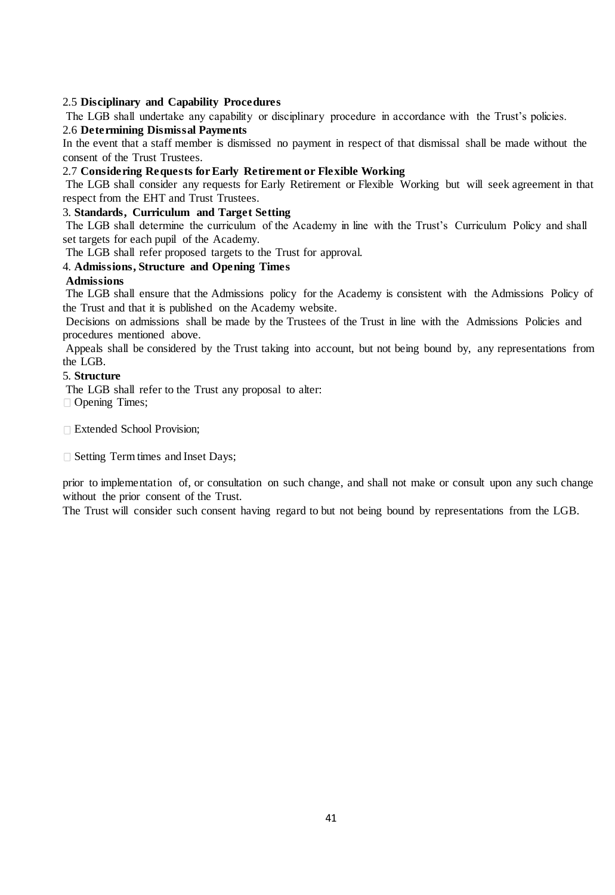### 2.5 Disciplinary and Capability Procedures

The LGB shall undertake any capability or disciplinary procedure in accordance with the Trust's policies.

### 2.6 Determining Dismissal Payments

In the event that a staff member is dismissed no payment in respect of that dismissal shall be made without the consent of the Trust Trustees.

### 2.7 Considering Requests for Early Retirement or Flexible Working

The LGB shall consider any requests for Early Retirement or Flexible Working but will seek agreement in that respect from the EHT and Trust Trustees.

## 3. Standards, Curriculum and Target Setting

The LGB shall determine the curriculum of the Academy in line with the Trust's Curriculum Policy and shall set targets for each pupil of the Academy.

The LGB shall refer proposed targets to the Trust for approval.

## 4. Admissions, Structure and Opening Times

**Admissions**

The LGB shall ensure that the Admissions policy for the Academy is consistent with the Admissions Policy of the Trust and that it is published on the Academy website.

Decisions on admissions shall be made by the Trustees of the Trust in line with the Admissions Policies and procedures mentioned above.

Appeals shall be considered by the Trust taking into account, but not being bound by, any representations from the LGB.

## 5. Structure

The LGB shall refer to the Trust any proposal to alter:

- Opening Times;
- Extended School Provision;
- Setting Term times and Inset Days;

prior to implementation of, or consultation on such change, and shall not make or consult upon any such change without the prior consent of the Trust.

The Trust will consider such consent having regard to but not being bound by representations from the LGB.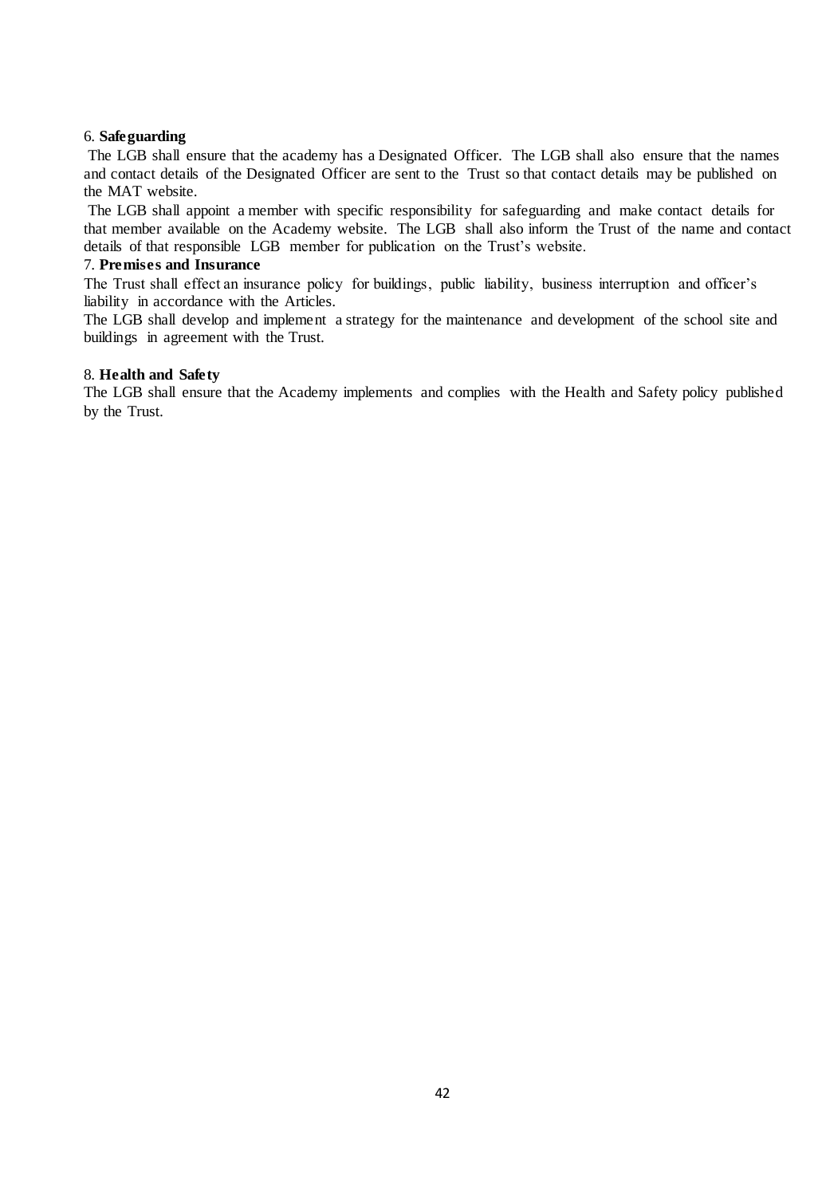6. **Safeguarding**

The LGB shall ensure that the academy has a Designated Officer. The LGB shall also ensure that the names and contact details of the Designated Officer are sent to the Trust so that contact details may be published on the MAT website.

The LGB shall appoint a member with specific responsibility for safeguarding and make contact details for that member available on the Academy website. The LGB shall also inform the Trust of the name and contact details of that responsible LGB member for publication on the Trust's website.

7. **Premises and Insurance**

The Trust shall effect an insurance policy for buildings, public liability, business interruption and officer's liability in accordance with the Articles.

The LGB shall develop and implement a strategy for the maintenance and development of the school site and buildings in agreement with the Trust.

8. **Health and Safety**

The LGB shall ensure that the Academy implements and complies with the Health and Safety policy published by the Trust.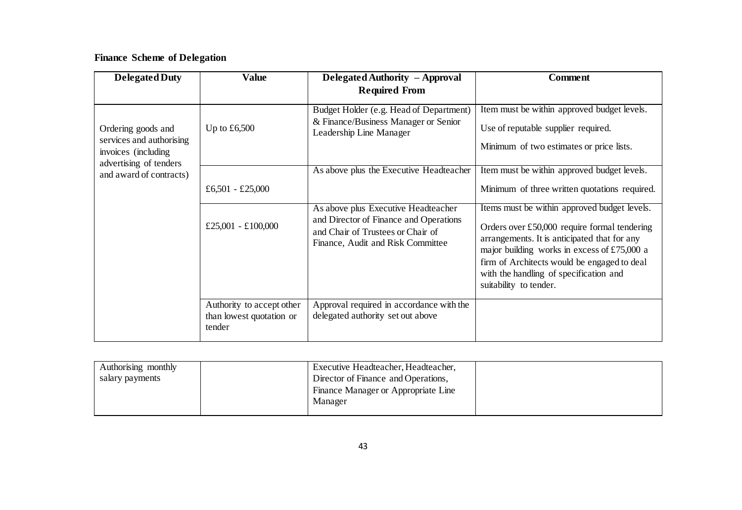**Finance Scheme of Delegation**

| Delegated Duty | Value | Delegated Authority – Approval Required From | Comment |
|---|---|---|---|
| Ordering goods and services and authorising invoices (including advertising of tenders and award of contracts) | Up to £6,500 | Budget Holder (e.g. Head of Department) & Finance/Business Manager or Senior Leadership Line Manager | Item must be within approved budget levels.<br><br>Use of reputable supplier required.<br><br>Minimum of two estimates or price lists. |
| | £6,501 - £25,000 | As above plus the Executive Headteacher | Item must be within approved budget levels.<br><br>Minimum of three written quotations required. |
| | £25,001 - £100,000 | As above plus Executive Headteacher and Director of Finance and Operations and Chair of Trustees or Chair of Finance, Audit and Risk Committee | Items must be within approved budget levels.<br><br>Orders over £50,000 require formal tendering arrangements. It is anticipated that for any major building works in excess of £75,000 a firm of Architects would be engaged to deal with the handling of specification and suitability to tender. |
| | Authority to accept other than lowest quotation or tender | Approval required in accordance with the delegated authority set out above | |

| | | | |
|---|---|---|---|
| Authorising monthly salary payments | | Executive Headteacher, Headteacher, Director of Finance and Operations, Finance Manager or Appropriate Line Manager | |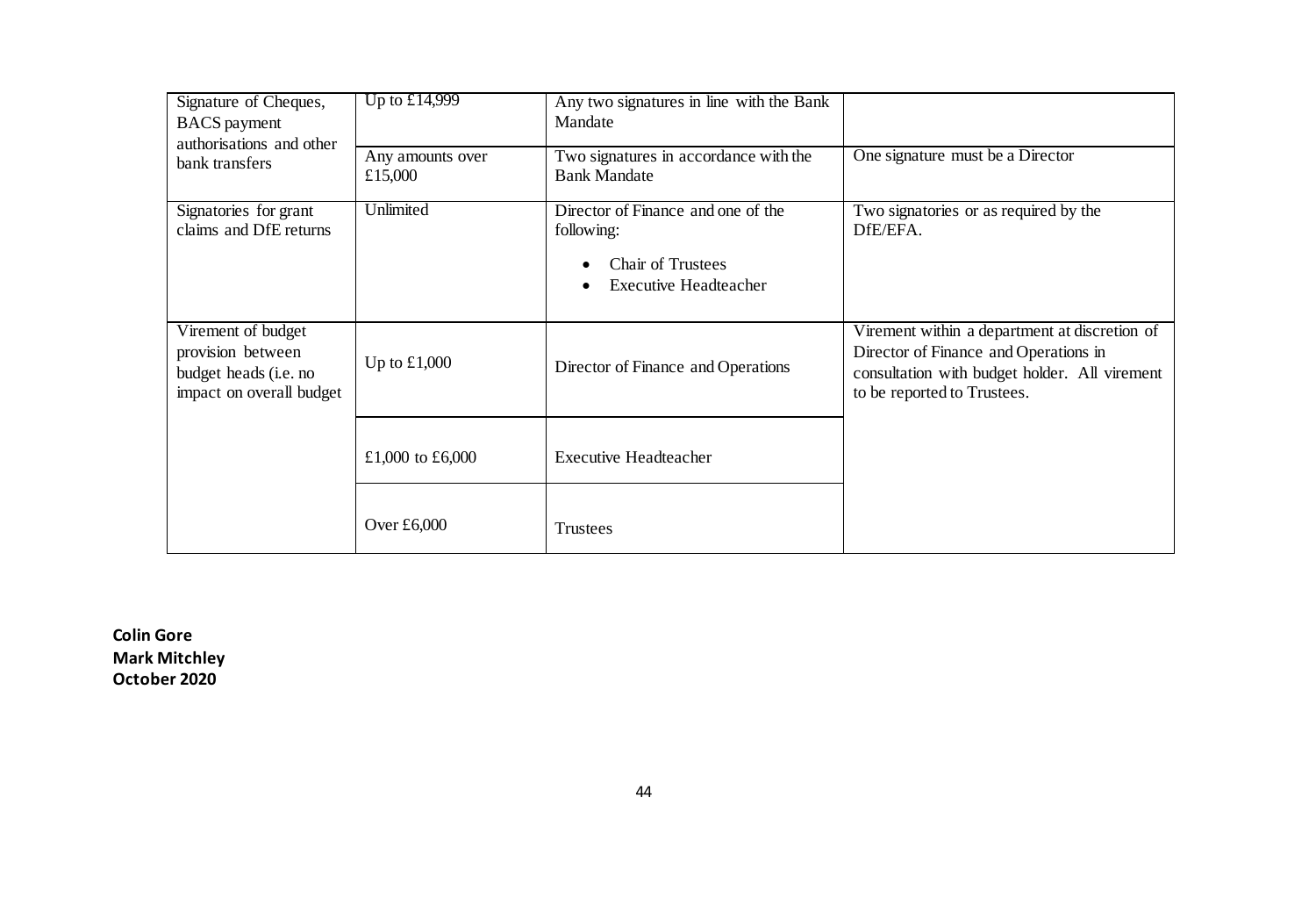| | | | |
|---|---|---|---|
| Signature of Cheques, BACS payment authorisations and other bank transfers | Up to £14,999 | Any two signatures in line with the Bank Mandate | |
| | Any amounts over £15,000 | Two signatures in accordance with the Bank Mandate | One signature must be a Director |
| Signatories for grant claims and DfE returns | Unlimited | Director of Finance and one of the following:<br>• Chair of Trustees<br>• Executive Headteacher | Two signatories or as required by the DfE/EFA. |
| Virement of budget provision between budget heads (i.e. no impact on overall budget | Up to £1,000 | Director of Finance and Operations | Virement within a department at discretion of Director of Finance and Operations in consultation with budget holder. All virement to be reported to Trustees. |
| | £1,000 to £6,000 | Executive Headteacher | |
| | Over £6,000 | Trustees | |

**Colin Gore**
**Mark Mitchley**
**October 2020**